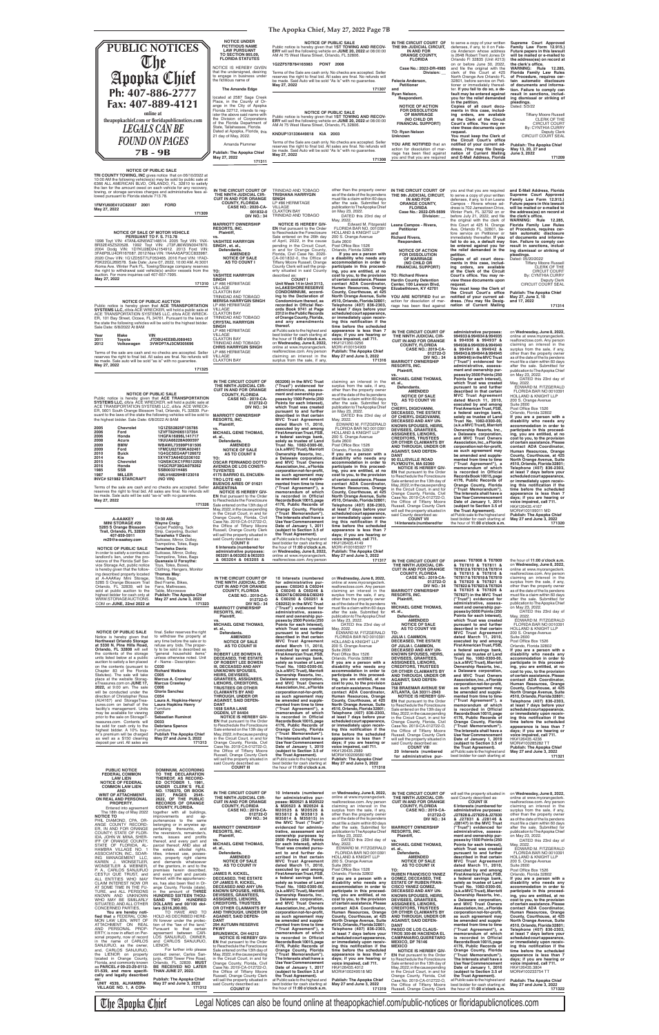# PUBLIC NOTICES

**The Apopka Chief**

Ph: 407-886-2777
Fax: 407-889-4121

online at theapopkachief.com or floridapublicnotices.com

*LEGALS CAN BE FOUND ON PAGES* 7B - 9B

---

**NOTICE UNDER FICTITIOUS NAME LAW PURSUANT TO SECTION 865.09, FLORIDA STATUTES**

NOTICE IS HEREBY GIVEN that the undersigned, desiring to engage in business under the fictitious name of

**The Amends Edge**

located at 2587 Sage Creek Place, in the County of Orange in the City of Apopka Florida 32712, intends to register the above said name with the Division of Corporations of the Florida Department of State, Tallahassee, Florida. Dated at Apopka, Florida, this 21 day of May, 2022.

Amanda Plummer

**Publish: The Apopka Chief**
**May 27, 2022**
**171311**

---

**NOTICE OF PUBLIC SALE**

Public notice is hereby given that **1ST TOWING AND RECOVERY** will sell the following vehicle on **JUNE 20, 2022** at 08:00:00 AM At 75 West Illiana Street, Orlando, FL 32806.

**1G2ZF57B784165983 PONT 2008**

Terms of the Sale are cash only. No checks are accepted. Seller reserves the right to final bid. All sales are final. No refunds will be made. Said Auto will be sold "As is" with no guarantee.
**May 27, 2022**
**171307**

---

**NOTICE OF PUBLIC SALE**

Public notice is hereby given that **1ST TOWING AND RECOVERY** will sell the following vehicle on **JUNE 20, 2022** at 08:00:00 AM At 75 West Illiana Street, Orlando, FL 32806.

**KNDUP131336449018 KIA 2003**

Terms of the Sale are cash only. No checks are accepted. Seller reserves the right to final bid. All sales are final. No refunds will be made. Said Auto will be sold "As is" with no guarantee.
**May 27, 2022**
**171308**

---

**IN THE CIRCUIT COURT OF THE 9th JUDICIAL CIRCUIT, IN AND FOR ORANGE COUNTY, FLORIDA**

**Case No.: 2022-DR-4985**
**Division: ___**

**Felecia Anderson,**
**Petitioner**
**and**
**Ryan Nelson,**
**Respondent.**

**NOTICE OF ACTION FOR DISSOLUTION OF MARRIAGE (NO CHILD OR FINANCIAL SUPPORT)**

**TO: Ryan Nelson**
**Unknown**

**YOU ARE NOTIFIED** that an action for dissolution of marriage has been filed against you and that you are required to serve a copy of your written defenses, if any, to it on Felecia Anderson whose address is 2648 Robert Trent Jones Dr Orlando Fl 32835 (Unit #213) on or before June 30, 2022, and file the original with the clerk of this Court at 425 North Orange Ave Orlando FL 32801, before service on Petitioner or immediately thereafter. **If you fail to do so, a default may be entered against you for the relief demanded in the petition.**

**Copies of all court documents in this case, including orders, are available at the Clerk of the Circuit Court's office. You may review these documents upon request.**

**You must keep the Clerk of the Circuit Court's office notified of your current address. (You may file Designation of Current Mailing and E-Mail Address, Florida Supreme Court Approved Family Law Form 12.915.) Future papers in this lawsuit will be mailed or e-mailed to the address(es) on record at the clerk's office.**

**WARNING: Rule 12.285, Florida Family Law Rules of Procedure, requires certain automatic disclosure of documents and information. Failure to comply can result in sanctions, including dismissal or striking of pleadings.**

Dated: 5/3/22

Tiffany Moore Russell
CLERK OF THE
CIRCUIT COURT
By: CYNTHIA CURRY
Deputy Clerk
CIRCUIT COURT SEAL

**Publish: The Apopka Chief**
**May 13, 20, 27 and June 3, 2022**
**171209**

---

**NOTICE OF PUBLIC SALE**

**TRI COUNTY TOWING, INC** gives notice that on 06/10/2022 at 10:00 AM the following vehicles(s) may be sold by public sale at 6366 ALL AMERICAN BLVD, ORLANDO, FL 32810 to satisfy the lien for the amount owed on each vehicle for any recovery, towing, or storage services charges and administrative fees allowed pursuant to Florida statute 713.78.

**1FMYU60E41UC82087 2001 FORD**
**May 27, 2022**
**171309**

---

**NOTICE OF SALE OF MOTOR VEHICLE PURSUANT TO F. S. 713.78**

1998 Toyt VIN: 4TANL42N6WZ148514. 2005 Toyt VIN: 1NXBR32E45Z520528. 1992 Toyt VIN: JT3FJ80W3N0047870. 2004 Dodg VIN: 1D7KU28D24J154912. 2013 Ford VIN: 3FA6P0LU4DR167087. 2012 Niss VIN: 1N4AA5AP3CC833987. 2020 Chev VIN: 1G1ZD5ST7LF053465. 2016 Ford VIN: 1FAD-P3K22GL269578. Sale Date: June 07, 2022, 10:00 AM. At 3001 Aloma Ave. Winter Park FL. Towing/Storage company reserves the right to withdrawal said vehicle(s) and/or vessels from the auction. For more inquiries call 407-657-7995.
**May 27, 2022**
**171310**

---

**NOTICE OF PUBLIC AUCTION**

Public notice is hereby given that **ACE TRANSPORTATION SYSTEMS LLC**, d/b/a ACE WRECKER, will hold a public sale at ACE TRANSPORTATION SYSTEMS LLC, d/b/a ACE WRECKER, 101 Bay Street, Ocoee, FL 34761. Pursuant to the laws of the state the following vehicles will be sold to the highest bidder. Sale Date: 6/8/2022 At 8AM

| Year | Make | VIN |
|---|---|---|
| 2011 | Toyota | JTDBU4EE8BJ088463 |
| 2012 | Volkswagen | 3VWDP7AJ3CM385696 |

Terms of the sale are cash and no checks are accepted. Seller reserves the right to final bid. All sales are final. No refunds will be made. Sale auto will be sold "as is" with no guarantee.
**May 27, 2022**
**171325**

---

**NOTICE OF PUBLIC SALE**

Public notice is hereby given that **ACE TRANSPORTATION SYSTEMS LLC**, d/b/a ACE WRECKER, will hold a public sale at ACE TRANSPORTATION SYSTEMS LLC, d/b/a ACE WRECKER, 5601 South Orange Blossom Trail, Orlando, FL 32839. Pursuant to the laws of the state the following vehicles will be sold to the highest bidder. Sale Date: 6/8/2022 At 8AM

| Year | Make | VIN |
|---|---|---|
| 2005 | Chevrolet | 1G1ZS52825F135785 |
| 2006 | Ford | 1ZVFT82H965137354 |
| 2006 | Honda | 1HGFA16896L141717 |
| 2009 | Acura | 19UUA66228A000597 |
| 2009 | BMW | WBAWL73599P181505 |
| 2014 | Ford | 1FMCU0J97XKA63460 |
| 2014 | Buick | 1G4GC5EG4AF126672 |
| 2014 | Kia | 5XYKT3A64EG536102 |
| 2015 | Chevrolet | 1GNSKCKC1FR512292 |
| 2016 | Honda | 1HGCR2F38GA079262 |
| 1985 | SSB | SSB00321H485 |
| 1987 | MILLER | 1MLV44829HB123018 |
| FVC# 521982 STARCRAFT | (NO VIN) | |

Terms of the sale are cash and no checks are accepted. Seller reserves the right to final bid. All sales are final. No refunds will be made. Sale auto will be sold "as-is" with no guarantee.
**May 27, 2022**
**171326**

---

**A-AAAKEY MINI STORAGE #29**
**5285 S Orange Blossom Trail. Orlando, FL 32839**
**407-859-5911**
**m29@a-aaakey.com**

**NOTICE OF PUBLIC SALE**

In order to satisfy a contractual landlord's lien, under the provisions of the Florida Self Service Storage Act, public notice is hereby given that the following described property located at A-AAAKey Mini Storage, 5285 S Orange Blossom Trail Orlando, FL 32839, will be sold at public auction to the highest bidder for cash only at WWW.STORAGESAUCTIONS.COM **on JUNE, 22nd 2022 at 10:30 AM.**

**Wayne Craig:** Carpet Padding, Tack Strip, Carpeting, Bucket
**Tarasheka Y Davis:** Suitcase, Mirror, Dolley, Trampoline, Totes, Bags
**Tarasheka Davis:** Suitcase, Mirror, Dolley, Trampoline, Totes, Bags
**Gumaisia U Forsythe:** Toys, Totes, Boxes, Clothing, Hangers, Monitor
**Thomas May:** Totes, Bags, Bed Frame, Bikes, Fans, Mattresses, Table, Microwave

**Publish: The Apopka Chief**
**May 27 and June 3, 2022**
**171323**

---

**NOTICE OF PUBLIC SALE**

Notice is hereby given that **Northwest Orlando Storage at 5330 N. Pine Hills Road, Orlando, FL 32808** will sell the contents of the storage units listed below at a public auction to satisfy a lien placed on the contents (pursuant to Chapter 83 of the Florida Statutes). The sale will take place at the website StorageTreasures.com on **JUNE 17, 2022**, at 3:00 am. The sale will be conducted under the direction of Christopher Rosa (AU4167) and StorageTreasures.com on behalf of the facility's management. Units may be available for viewing prior to the sale on StorageTreasures.com. Contents will be sold for cash only to the highest bidder. A 10% buyer's premium will be charged as well as a $150 cleaning deposit per unit. All sales are final. Seller reserves the right to withdraw the property at any time before the sale or to refuse any bids. The property to be sold is described as "general household items" unless otherwise noted. Unit # - Name - Description:

**C030**
**Richard Watkins**
**C005**
**Marcus A. Crawley/ Marcus Crawley**
**C006**
**Gloria Sanchez**
**C054**
**Laura A. Hopkins-Henry/ Laura Hopkins Henry**
Furniture
**D007**
**Sebastian Ruminot**
**D033**
**Debriana Spence**
Furniture

**Publish The Apopka Chief**
**May 27 and June 3, 2022**
**171313**

---

**PUBLIC NOTICE**
**FEDERAL COMMON LAW LIEN NOTICE OF FEDERAL COMMON LAW LIEN AND WRIT OF ATTACHMENT ON REAL AND PERSONAL PROPERTY.**

Entered into agreement The 18th day of May 2022

**NOTICE TO:**
PHIL DIAMOND, CPA, ORANGE COUNTY RECORDER, IN AND FOR ORANGE COUNTY, STATE OF FLORIDA, JOHN W. MINA, SHERIFF OF ORANGE COUNTY, STATE OF FLORIDA, ALHAMBRA VILLAGE NO. 1 ASSOCIATION, INC., SOARING MANAGEMENT LLC, KAREN J. WONSETLER, WONSETLER & WEBNER, P. A., CARLOS SANJURJO CESTAU GUIE TRUST, and ALL ENTITIES WHO MAY CLAIM INTEREST NOW OR AT SOME TIME IN THE FUTURE, and ALL PERSONS KNOWN AND UNKNOWN WHO MAY BE SIMILARLY SITUATED, AND ALL OTHER CONCERNED PARTIES.

**You are hereby notified that** a FEDERAL COMMON LAW LIEN, WRIT OF ATTACHMENT ON REAL AND PERSONAL PROPERTY, is now in effect on Personal property, now of record in the name of CARLOS SANJURJO, as the owner, and, CARLOS SANJURJO, the LIENOR on property located in Orange County, Florida, and commonly known as **PARCEL # 09-23-29-0112-01-030, and more specifically and legally described as:**

**UNIT 4030, ALHAMBRA VILLAGE NO. 1, A CONDOMINIUM, ACCORDING TO THE DECLARATION THEREOF, AS RECORDED OCTOBER 1, 1981, UNDER CLERK'S FILE NO. 1706370, OR BOOK 3227, PAGES 2545-2622, OF THE PUBLIC RECORDS OF ORANGE COUNTY, FLORIDA.**

Together with all buildings, improvements and appurtenances to the same belonging or in anywise appertaining; thereunto, and the reversions, remainder's, rents, issues and profits thereof, and every part and parcel thereof. AND also all the estate, allodial rights, titles, interest use, possession, property right claims and demands whatsoever of the grantors, in and to the premises herein described, and every part and parcel thereof, with the appurtenances, has also been filed in Orange County, Florida stated, in the amount of **THREE HUNDRED SIXTEEN THOUSAND TWO HUNDRED DOLLARS and 00/100 dollars ($316,200.00).**

TO HAVE AND TO HOLD AS DESCRIBED HEREIN forever under the protection of the "law of the land," pursuant to that certain agreement between CARLOS SANJURJO, OWNER, and CARLOS SANJURJO, LIENOR.

For further info please contact owner, Carlos Sanjurjo, 4539 Tower Pine Road, Orlando, FL 32839. **MUST BE RECEIVED NO LATER THAN JUNE 27, 2022.**

**Publish: The Apopka Chief**
**May 27 and June 3, 2022**
**171312**

---

**DOMINIUM, ACCORDING** (continued above)

---

**IN THE CIRCUIT COURT OF THE NINTH JUDICIAL CIRCUIT IN AND FOR ORANGE COUNTY, FLORIDA**
**CASE NO.: 2020-CA-001832-O**
**DIV NO.: 34**

**MARRIOTT OWNERSHIP RESORTS, INC.**
**Plaintiff,**
**vs.**
**VASHTEE HARRYGIN SINGH, et al.,**
**Defendants.**

**AMENDED NOTICE OF SALE AS TO COUNT I**

**TO:**
**VASHTEE HARRYGIN SINGH**
LP #66 HERMITAGE VILLAGE
CLAXTON BAY
TRINIDAD AND TOBAGO
**MERISA HARRYGIN SINGH**
LP #66 HERMITAGE VILLAGE
CLAXTON BAY
TRINIDAD AND TOBAGO
**CRYSTAL HARRYGIN SINGH**
LP #66 HERMITAGE VILLAGE
CLAXTON BAY
TRINIDAD AND TOBAGO
**CHRIS HARRYGIN SINGH**
LP #66 HERMITAGE VILLAGE
CLAXTON BAY
TRINIDAD AND TOBAGO
**TRISHANA HARRYGIN SINGH**
LP #66 HERMITAGE VILLAGE
CLAXTON BAY
TRINIDAD AND TOBAGO

**NOTICE IS HEREBY GIVEN** that pursuant to the Final Judgment of Foreclosure entered on the 26th day of April, 2022, in the cause pending in the Circuit Court, in and for Orange County, Florida, Civil Case No. 2020-CA-001832-O, the Office of Tiffany Moore Russell, Orange County Clerk will sell the property situated in said County described as:

**COUNT I**

**Unit Week 14 in Unit 3113, in LAKESHORE RESERVE CONDOMINIUM, according to the Declaration of Condominium thereof, as recorded in Official Records Book 9741 at Page 3212 in the Public Records of Orange County, Florida and any amendments thereof.**

at Public sale to the highest and best bidder for cash starting at the hour of **11:00 o'clock a.m.** on **Wednesday, June 8, 2022**, online at www.myorangeclerk.realforeclose.com. Any person claiming an interest in the surplus from the sale, if any, other than the property owner as of the date of the lis pendens must file a claim within 60 days after the sale. Submitted for publication to The Apopka Chief on May 23, 2022.

DATED this 23rd day of May, 2022.

Edward M. Fitzgerald
FLORIDA BAR NO. 0010391
HOLLAND & KNIGHT LLP
200 S. Orange Avenue
Suite 2600
Post Office Box 1526
Orlando, Florida 32802

**If you are a person with a disability who needs any accommodation in order to participate in this proceeding, you are entitled, at no cost to you, to the provision of certain assistance. Please contact ADA Coordinator, Human Resources, Orange County Courthouse, at 425 North Orange Avenue, Suite #510, Orlando, Florida 32801; Telephone (407) 836-2303, at least 7 days before your scheduled court appearance, or immediately upon receiving this notification if the time before the scheduled appearance is less than 7 days; if you are hearing or voice impaired, call 711.**

FK#127355-0002
MOR|#700154909
**Publish: The Apopka Chief**
**May 27 and June 3, 2022**
**171316**

---

**IN THE CIRCUIT COURT OF THE 9th JUDICIAL CIRCUIT, IN AND FOR ORANGE COUNTY, FLORIDA**

**Case No.: 2022-DR-5699**
**Division: ___**

**Leans Campos - Rivera,**
**Petitioner**
**and**
**Richard Rivera,**
**Respondent.**

**NOTICE OF ACTION FOR DISSOLUTION OF MARRIAGE (NO CHILD OR FINANCIAL SUPPORT)**

**TO: Richard Rivera**
**Hardin County Detention Center, 100 Lawson Blvd, Elizabethtown, KY 42701**

**YOU ARE NOTIFIED** that an action for dissolution of marriage has been filed against you and that you are required to serve a copy of your written defenses, if any, to it on Leans Campos - Rivera whose address is 702 Jamestown Drive, Winter Park, FL 32792 on or before July 21, 2022, and file the original with the clerk of this Court at 425 N. Orange Ave, Orlando FL 32801, before service on Petitioner or immediately thereafter. **If you fail to do so, a default may be entered against you for the relief demanded in the petition.**

**Copies of all court documents in this case, including orders, are available at the Clerk of the Circuit Court's office. You may review these documents upon request.**

**You must keep the Clerk of the Circuit Court's office notified of your current address. (You may file Designation of Current Mailing and E-Mail Address, Florida Supreme Court Approved Family Law Form 12.915.) Future papers in this lawsuit will be mailed or e-mailed to the address(es) on record at the clerk's office.**

**WARNING: Rule 12.285, Florida Family Law Rules of Procedure, requires certain automatic disclosure of documents and information. Failure to comply can result in sanctions, including dismissal or striking of pleadings.**

Dated: 05/20/2022

Tiffany Moore Russell
CLERK OF THE
CIRCUIT COURT
By: CYNTHIA CURRY
Deputy Clerk
CIRCUIT COURT SEAL

**Publish: The Apopka Chief**
**May 27, June 3, 10 and 17, 2022**
**171314**

---

**IN THE CIRCUIT COURT OF THE NINTH JUDICIAL CIRCUIT IN AND FOR ORANGE COUNTY, FLORIDA**
**CASE NO.: 2019-CA-012722-O**
**DIV NO.: 34**

**MARRIOTT OWNERSHIP RESORTS, INC.**
**Plaintiff,**
**vs.**
**MICHAEL GENE THOMAS, et al.,**
**Defendants.**

**AMENDED NOTICE OF SALE AS TO COUNT II**

**TO:**
**OSCAR FERNANDO SOTTO AVENIDA DE LOS CONSTITUYENTES**
**4175 BARRIO EL ENCUENTRO LOTE 483**
**BUENOS AIRES OF 01621 ARGENTINA**

**NOTICE IS HEREBY GIVEN** that pursuant to the Order to Reschedule the Foreclosure Sale entered on the 13th day of May, 2022, in the cause pending in the Circuit Court, in and for Orange County, Florida, Civil Case No. 2019-CA-012722-O, the Office of Tiffany Moore Russell, Orange County Clerk will sell the property situated in said County described as:

**COUNT II**

**6 Interests (numbered for administrative purposes: 063201 & 063202 & 063203 & 063204 & 063205 & 063206) in the MVC Trust ("Trust") evidenced for administrative, assessment and ownership purposes by 1500 Points (250 Points for each Interest), which Trust was created pursuant to and further described in that certain MVC Trust Agreement dated March 11, 2010, executed by and among First American Trust, FSB, a federal savings bank, solely as trustee of Land Trust No. 1082-0300-00, (a.k.a MVC Trust), Marriott Ownership Resorts, Inc., a Delaware corporation, and MVC Trust Owners Association, Inc., a Florida corporation not-for-profit, as such agreement may be amended and supplemented from time to time ("Trust Agreement"), a memorandum of which is recorded in Official Records Book 10015, page 4176, Public Records of Orange County, Florida ("Trust Memorandum"). The Interests shall have a Use Year Commencement Date of January 1, 2011 (subject to Section 3.5 of the Trust Agreement).**

at Public sale to the highest and best bidder for cash starting at the hour of **11:00 o'clock a.m.** on **Wednesday, June 8, 2022**, online at www.myorangeclerk.realforeclose.com. Any person claiming an interest in the surplus from the sale, if any, other than the property owner as of the date of the lis pendens must file a claim within 60 days after the sale. Submitted for publication to The Apopka Chief on May 23, 2022.

DATED this 23rd day of May, 2022.

EDWARD M. FITZGERALD
FLORIDA BAR NO 0010391
HOLLAND & KNIGHT LLP
200 S. Orange Avenue
Suite 2600
Post Office Box 1526
Orlando, Florida 32802

**If you are a person with a disability who needs any accommodation in order to participate in this proceeding, you are entitled, at no cost to you, to the provision of certain assistance. Please contact ADA Coordinator, Human Resources, Orange County Courthouse, at 425 North Orange Avenue, Suite #510, Orlando, Florida 32801; Telephone (407) 836-2303, at least 7 days before your scheduled court appearance, or immediately upon receiving this notification if the time before the scheduled appearance is less than 7 days; if you are hearing or voice impaired, call 711.**

HK#126435.4149
MOR#100208527 TT
**Publish: The Apopka Chief**
**May 27 and June 3, 2022**
**171317**

---

**IN THE CIRCUIT COURT OF THE NINTH JUDICIAL CIRCUIT IN AND FOR ORANGE COUNTY, FLORIDA**
**CASE NO.: 2019-CA-012722-O**
**DIV NO.: 34**

**MARRIOTT OWNERSHIP RESORTS, INC.**
**Plaintiff,**
**vs.**
**MICHAEL GENE THOMAS, et al.,**
**Defendants.**

**AMENDED NOTICE OF SALE AS TO COUNT VI**

**TO:**
**CHERYL DIGIOVANNI, DECEASED, THE ESTATE OF CHERYL DIGIOVANNI, DECEASED AND ANY UNKNOWN SPOUSES, HEIRS, DEVISEES, GRANTEES, ASSIGNEES, LIENORS, CREDITORS, TRUSTEES OR OTHER CLAIMANTS BY AND THROUGH, UNDER OR AGAINST, SAID DEFENDANT**
**56 ELLISVILLE ROAD**
**PLYMOUTH, MA 02360**

**NOTICE IS HEREBY GIVEN** that pursuant to the Order to Reschedule the Foreclosure Sale entered on the 13th day of May, 2022, in the cause pending in the Circuit Court, in and for Orange County, Florida, Civil Case No. 2019-CA-012722-O, the Office of Tiffany Moore Russell, Orange County Clerk will sell the property situated in said County described as:

**COUNT VI**

**14 Interests (numbered for administrative purposes: 994033 & 994034 & 994035 & 994036 & 994037 & 994038 & 994039 & 994040 & 994041 & 994042 & 994043 & 994044 & 994045 & 994046) in the MVC Trust ("Trust") evidenced for administrative, assessment and ownership purposes by 3500 Points (250 Points for each Interest), which Trust was created pursuant to and further described in that certain MVC Trust Agreement dated March 11, 2010, executed by and among First American Trust, FSB, a federal savings bank, solely as trustee of Land Trust No. 1082-0300-00, (a.k.a MVC Trust), Marriott Ownership Resorts, Inc., a Delaware corporation, and MVC Trust Owners Association, Inc., a Florida corporation not-for-profit, as such agreement may be amended and supplemented from time to time ("Trust Agreement"), a memorandum of which is recorded in Official Records Book 10015, page 4176, Public Records of Orange County, Florida ("Trust Memorandum"). The Interests shall have a Use Year Commencement Date of January 1, 2017 (subject to Section 3.5 of the Trust Agreement).**

at Public sale to the highest and best bidder for cash starting at the hour of **11:00 o'clock a.m.** on **Wednesday, June 8, 2022**, online at www.myorangeclerk.realforeclose.com. Any person claiming an interest in the surplus from the sale, if any, other than the property owner as of the date of the lis pendens must file a claim within 60 days after the sale. Submitted for publication to The Apopka Chief on May 23, 2022.

DATED this 23rd day of May, 2022.

EDWARD M. FITZGERALD
FLORIDA BAR NO 0010391
HOLLAND & KNIGHT LLP
200 S. Orange Avenue
Suite 2600
Post Office Box 1526
Orlando, Florida 32802

**If you are a person with a disability who needs any accommodation in order to participate in this proceeding, you are entitled, at no cost to you, to the provision of certain assistance. Please contact ADA Coordinator, Human Resources, Orange County Courthouse, at 425 North Orange Avenue, Suite #510, Orlando, Florida 32801; Telephone (407) 836-2303, at least 7 days before your scheduled court appearance, or immediately upon receiving this notification if the time before the scheduled appearance is less than 7 days; if you are hearing or voice impaired, call 711.**

HK#126435.4167
MOR#100208011 MD
**Publish: The Apopka Chief**
**May 27 and June 3, 2022**
**171320**

---

**IN THE CIRCUIT COURT OF THE NINTH JUDICIAL CIRCUIT IN AND FOR ORANGE COUNTY, FLORIDA**
**CASE NO.: 2019-CA-012722-O**
**DIV NO.: 34**

**MARRIOTT OWNERSHIP RESORTS, INC.**
**Plaintiff,**
**vs.**
**MICHAEL GENE THOMAS, et al.,**
**Defendants.**

**AMENDED NOTICE OF SALE AS TO COUNT III**

**TO:**
**ROBERT LEE BOWEN III, DECEASED, THE ESTATE OF ROBERT LEE BOWEN III, DECEASED AND ANY UNKNOWN SPOUSES, HEIRS, DEVISEES, GRANTEES, ASSIGNEES, LIENORS, CREDITORS, TRUSTEES OR OTHER CLAIMANTS BY AND THROUGH, UNDER OR AGAINST, SAID DEFENDANT**
**1658 SARA LANE**
**OGDEN, UT 84404**

**NOTICE IS HEREBY GIVEN** that pursuant to the Order to Reschedule the Foreclosure Sale entered on the 13th day of May, 2022, in the cause pending in the Circuit Court, in and for Orange County, Florida, Civil Case No. 2019-CA-012722-O, the Office of Tiffany Moore Russell, Orange County Clerk will sell the property situated in said County described as:

**COUNT III**

**10 Interests (numbered for administrative purposes: C60243 & C60244 & C60245 & C60246 & C60247 & C60248 & C60249 & C60250 & C60251 & C60252) in the MVC Trust ("Trust") evidenced for administrative, assessment and ownership purposes by 2500 Points (250 Points for each Interest), which Trust was created pursuant to and further described in that certain MVC Trust Agreement dated March 11, 2010, executed by and among First American Trust, FSB, a federal savings bank, solely as trustee of Land Trust No. 1082-0300-00, (a.k.a MVC Trust), Marriott Ownership Resorts, Inc., a Delaware corporation, and MVC Trust Owners Association, Inc., a Florida corporation not-for-profit, as such agreement may be amended and supplemented from time to time ("Trust Agreement"), a memorandum of which is recorded in Official Records Book 10015, page 4176, Public Records of Orange County, Florida ("Trust Memorandum"). The Interests shall have a Use Year Commencement Date of January 1, 2019 (subject to Section 3.5 of the Trust Agreement).**

at Public sale to the highest and best bidder for cash starting at the hour of **11:00 o'clock a.m.** on **Wednesday, June 8, 2022**, online at www.myorangeclerk.realforeclose.com. Any person claiming an interest in the surplus from the sale, if any, other than the property owner as of the date of the lis pendens must file a claim within 60 days after the sale. Submitted for publication to The Apopka Chief on May 23, 2022.

DATED this 23rd day of May, 2022.

EDWARD M. FITZGERALD
FLORIDA BAR NO 0010391
HOLLAND & KNIGHT LLP
200 S. Orange Avenue
Suite 2600
Post Office Box 1526
Orlando, Florida 32802

**If you are a person with a disability who needs any accommodation in order to participate in this proceeding, you are entitled, at no cost to you, to the provision of certain assistance. Please contact ADA Coordinator, Human Resources, Orange County Courthouse, at 425 North Orange Avenue, Suite #510, Orlando, Florida 32801; Telephone (407) 836-2303, at least 7 days before your scheduled court appearance, or immediately upon receiving this notification if the time before the scheduled appearance is less than 7 days; if you are hearing or voice impaired, call 711.**

HK#126435.2989
MOR#100209580 MD
**Publish: The Apopka Chief**
**May 27 and June 3, 2022**
**171318**

---

**IN THE CIRCUIT COURT OF THE NINTH JUDICIAL CIRCUIT IN AND FOR ORANGE COUNTY, FLORIDA**
**CASE NO.: 2019-CA-012722-O**
**DIV NO.: 34**

**MARRIOTT OWNERSHIP RESORTS, INC.**
**Plaintiff,**
**vs.**
**MICHAEL GENE THOMAS, et al.,**
**Defendants.**

**AMENDED NOTICE OF SALE AS TO COUNT VII**

**TO:**
**JULIA I. CAMMON, DECEASED, THE ESTATE OF JULIA I. CAMMON, DECEASED AND ANY UNKNOWN SPOUSES, HEIRS, DEVISEES, GRANTEES, ASSIGNEES, LIENORS, CREDITORS, TRUSTEES OR OTHER CLAIMANTS BY AND THROUGH, UNDER OR AGAINST, SAID DEFENDANT**
**758 BRAEMAR AVENUE SW**
**ATLANTA, GA 30311-2943**

**NOTICE IS HEREBY GIVEN** that pursuant to the Order to Reschedule the Foreclosure Sale entered on the 13th day of May, 2022, in the cause pending in the Circuit Court, in and for Orange County, Florida, Civil Case No. 2019-CA-012722-O, the Office of Tiffany Moore Russell, Orange County Clerk will sell the property situated in said County described as:

**COUNT VII**

**20 Interests (numbered for administrative purposes: T67808 & T67809 & T67810 & T67811 & T67812 & T67813 & T67814 & T67815 & T67816 & T67817 & T67818 & T67819 & T67820 & T67821 & T67822 & T67823 & T67824 & T67825 & T67826 & T67827) in the MVC Trust ("Trust") evidenced for administrative, assessment and ownership purposes by 5000 Points (250 Points for each Interest), which Trust was created pursuant to and further described in that certain MVC Trust Agreement dated March 11, 2010, executed by and among First American Trust, FSB, a federal savings bank, solely as trustee of Land Trust No. 1082-0300-00, (a.k.a MVC Trust), Marriott Ownership Resorts, Inc., a Delaware corporation, and MVC Trust Owners Association, Inc., a Florida corporation not-for-profit, as such agreement may be amended and supplemented from time to time ("Trust Agreement"), a memorandum of which is recorded in Official Records Book 10015, page 4176, Public Records of Orange County, Florida ("Trust Memorandum"). The Interests shall have a Use Year Commencement Date of January 1, 2019 (subject to Section 3.5 of the Trust Agreement).**

at Public sale to the highest and best bidder for cash starting at the hour of **11:00 o'clock a.m.** on **Wednesday, June 8, 2022**, online at www.myorangeclerk.realforeclose.com. Any person claiming an interest in the surplus from the sale, if any, other than the property owner as of the date of the lis pendens must file a claim within 60 days after the sale. Submitted for publication to The Apopka Chief on May 23, 2022.

DATED this 23rd day of May, 2022.

EDWARD M. FITZGERALD
FLORIDA BAR NO 0010391
HOLLAND & KNIGHT LLP
200 S. Orange Avenue
Suite 2600
Post Office Box 1526
Orlando, Florida 32802

**If you are a person with a disability who needs any accommodation in order to participate in this proceeding, you are entitled, at no cost to you, to the provision of certain assistance. Please contact ADA Coordinator, Human Resources, Orange County Courthouse, at 425 North Orange Avenue, Suite #510, Orlando, Florida 32801; Telephone (407) 836-2303, at least 7 days before your scheduled court appearance, or immediately upon receiving this notification if the time before the scheduled appearance is less than 7 days; if you are hearing or voice impaired, call 711.**

HK#126435.4187
MOR#100209287 MD
**Publish: The Apopka Chief**
**May 27 and June 3, 2022**
**171321**

---

**IN THE CIRCUIT COURT OF THE NINTH JUDICIAL CIRCUIT IN AND FOR ORANGE COUNTY, FLORIDA**
**CASE NO.: 2019-CA-012722-O**
**DIV NO.: 34**

**MARRIOTT OWNERSHIP RESORTS, INC.**
**Plaintiff,**
**vs.**
**MICHAEL GENE THOMAS, et al.,**
**Defendants.**

**AMENDED NOTICE OF SALE AS TO COUNT IV**

**TO:**
**JAMES R. KICKEL, DECEASED, THE ESTATE OF JAMES R. KICKEL, DECEASED AND ANY UNKNOWN SPOUSES, HEIRS, DEVISEES, GRANTEES, ASSIGNEES, LIENORS, CREDITORS, TRUSTEES OR OTHER CLAIMANTS BY AND THROUGH, UNDER OR AGAINST, SAID DEFENDANT**
**250 AUTUMN RESERVE PKWY**
**BRUNSWICK, OH 44212**

**NOTICE IS HEREBY GIVEN** that pursuant to the Order to Reschedule the Foreclosure Sale entered on the 13th day of May, 2022, in the cause pending in the Circuit Court, in and for Orange County, Florida, Civil Case No. 2019-CA-012722-O, the Office of Tiffany Moore Russell, Orange County Clerk will sell the property situated in said County described as:

**COUNT IV**

**10 Interests (numbered for administrative purposes: M25022 & M25023 & M25024 & M25025 & M25026 & M35812 & M35813 & M35814 & M35815 & M35816) in the MVC Trust ("Trust") evidenced for administrative, assessment and ownership purposes by 2500 Points (250 Points for each Interest), which Trust was created pursuant to and further described in that certain MVC Trust Agreement dated March 11, 2010, executed by and among First American Trust, FSB, a federal savings bank, solely as trustee of Land Trust No. 1082-0300-00, (a.k.a MVC Trust), Marriott Ownership Resorts, Inc., a Delaware corporation, and MVC Trust Owners Association, Inc., a Florida corporation not-for-profit, as such agreement may be amended and supplemented from time to time ("Trust Agreement"), a memorandum of which is recorded in Official Records Book 10015, page 4176, Public Records of Orange County, Florida ("Trust Memorandum"). The Interests shall have a Use Year Commencement Date of January 1, 2017 (subject to Section 3.5 of the Trust Agreement).**

at Public sale to the highest and best bidder for cash starting at the hour of **11:00 o'clock a.m.** on **Wednesday, June 8, 2022**, online at www.myorangeclerk.realforeclose.com. Any person claiming an interest in the surplus from the sale, if any, other than the property owner as of the date of the lis pendens must file a claim within 60 days after the sale. Submitted for publication to The Apopka Chief on May 23, 2022.

DATED this 23rd day of May, 2022.

EDWARD M. FITZGERALD
FLORIDA BAR NO 0010391
HOLLAND & KNIGHT LLP
200 S. Orange Avenue
Suite 2600
Post Office Box 1526
Orlando, Florida 32802

**If you are a person with a disability who needs any accommodation in order to participate in this proceeding, you are entitled, at no cost to you, to the provision of certain assistance. Please contact ADA Coordinator, Human Resources, Orange County Courthouse, at 425 North Orange Avenue, Suite #510, Orlando, Florida 32801; Telephone (407) 836-2303, at least 7 days before your scheduled court appearance, or immediately upon receiving this notification if the time before the scheduled appearance is less than 7 days; if you are hearing or voice impaired, call 711.**

HK#126435.4152
MOR#100204518 MD
**Publish: The Apopka Chief**
**May 27 and June 3, 2022**
**171319**

---

**IN THE CIRCUIT COURT OF THE NINTH JUDICIAL CIRCUIT IN AND FOR ORANGE COUNTY, FLORIDA**
**CASE NO.: 2019-CA-012722-O**
**DIV NO.: 34**

**MARRIOTT OWNERSHIP RESORTS, INC.**
**Plaintiff,**
**vs.**
**MICHAEL GENE THOMAS, et al.,**
**Defendants.**

**AMENDED NOTICE OF SALE AS TO COUNT IX**

**TO:**
**RUBEN FRANCISCO YANEZ GOMEZ, DECEASED, THE ESTATE OF RUBEN FRANCISCO YANEZ GOMEZ, DECEASED AND ANY UNKNOWN SPOUSES, HEIRS, DEVISEES, GRANTEES, ASSIGNEES, LIENORS, CREDITORS, TRUSTEES OR OTHER CLAIMANTS BY AND THROUGH, UNDER OR AGAINST, SAID DEFENDANT**
**PASEO DE LOS CLAUSTROS 300-86 HACIENDA EL CAMPANARIO, QUERETARO MEXICO, OF 76146 MEXICO**

**NOTICE IS HEREBY GIVEN** that pursuant to the Order to Reschedule the Foreclosure Sale entered on the 13th day of May, 2022, in the cause pending in the Circuit Court, in and for Orange County, Florida, Civil Case No. 2019-CA-012722-O, the Office of Tiffany Moore Russell, Orange County Clerk will sell the property situated in said County described as:

**COUNT IX**

**6 Interests (numbered for administrative purposes: J27828 & J27829 & J27830 & J27831 & J28146 & J28147) in the MVC Trust ("Trust") evidenced for administrative, assessment and ownership purposes by 1500 Points (250 Points for each Interest), which Trust was created pursuant to and further described in that certain MVC Trust Agreement dated March 11, 2010, executed by and among First American Trust, FSB, a federal savings bank, solely as trustee of Land Trust No. 1082-0300-00, (a.k.a MVC Trust), Marriott Ownership Resorts, Inc., a Delaware corporation, and MVC Trust Owners Association, Inc., a Florida corporation not-for-profit, as such agreement may be amended and supplemented from time to time ("Trust Agreement"), a memorandum of which is recorded in Official Records Book 10015, page 4176, Public Records of Orange County, Florida ("Trust Memorandum"). The Interests shall have a Use Year Commencement Date of January 1, 2016 (subject to Section 3.5 of the Trust Agreement).**

at Public sale to the highest and best bidder for cash starting at the hour of **11:00 o'clock a.m.** on **Wednesday, June 8, 2022**, online at www.myorangeclerk.realforeclose.com. Any person claiming an interest in the surplus from the sale, if any, other than the property owner as of the date of the lis pendens must file a claim within 60 days after the sale. Submitted for publication to The Apopka Chief on May 23, 2022.

DATED this 23rd day of May, 2022.

EDWARD M. FITZGERALD
FLORIDA BAR NO 0010391
HOLLAND & KNIGHT LLP
200 S. Orange Avenue
Suite 2600
Post Office Box 1526
Orlando, Florida 32802

**If you are a person with a disability who needs any accommodation in order to participate in this proceeding, you are entitled, at no cost to you, to the provision of certain assistance. Please contact ADA Coordinator, Human Resources, Orange County Courthouse, at 425 North Orange Avenue, Suite #510, Orlando, Florida 32801; Telephone (407) 836-2303, at least 7 days before your scheduled court appearance, or immediately upon receiving this notification if the time before the scheduled appearance is less than 7 days; if you are hearing or voice impaired, call 711.**

HK#126435.3804
MOR#100203274 TT
**Publish: The Apopka Chief**
**May 27 and June 3, 2022**
**171322**

---

Legal Notices can also be found online at theapopkachief.com/public-notices or floridapublicnotices.com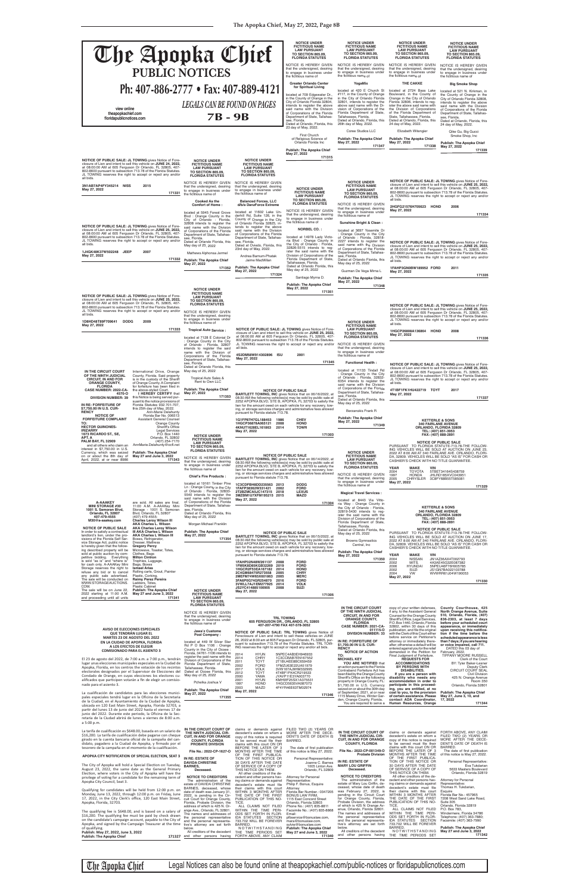# The Apopka Chief
## PUBLIC NOTICES

**Ph: 407-886-2777 • Fax: 407-889-4121**

view online
theapopkachief.com
floridapublicnotices.com

*LEGALS CAN BE FOUND ON PAGES*
**7B - 9B**

---

**NOTICE UNDER FICTITIOUS NAME LAW PURSUANT TO SECTION 865.09, FLORIDA STATUTES**

NOTICE IS HEREBY GIVEN that the undersigned, desiring to engage in business under the fictitious name of

**Greater Orlando Center for Spiritual Living**

located at 709 Edgewater Dr., in the County of Orange in the City of Orlando Florida 32804, intends to register the above said name with the Division of Corporations of the Florida Department of State, Tallahassee, Florida.
Dated at Orange County Florida, this 23 day of May, 2022.

First Church of Religious Science of Orlando Florida Inc

**Publish: The Apopka Chief**
**May 27, 2022**

**171315**

---

**NOTICE UNDER FICTITIOUS NAME LAW PURSUANT TO SECTION 865.09, FLORIDA STATUTES**

NOTICE IS HEREBY GIVEN that the undersigned, desiring to engage in business under the fictitious name of

**YogaMix**

located at 420 E Church St #117, in the County of Orange in the City of Orlando Florida 32801, intends to register the above said name with the Division of Corporations of the Florida Department of State, Tallahassee, Florida.
Dated at Orlando, Florida, this 26th day of May, 2022.

Coree Studios LLC

**Publish: The Apopka Chief**
**May 27, 2022**

**171347**

---

**NOTICE UNDER FICTITIOUS NAME LAW PURSUANT TO SECTION 865.09, FLORIDA STATUTES**

NOTICE IS HEREBY GIVEN that the undersigned, desiring to engage in business under the fictitious name of

**THE CAKKE**

located at 2724 Bass Lake Boulevard, in the County of Orange in the City of Orlando Florida 32806, intends to register the above said name with the Division of Corporations of the Florida Department of State, Tallahassee, Florida.
Dated at Orlando, Florida, this 24 day of May, 2022.

Elizabeth Wittengier

**Publish: The Apopka Chief**
**May 27, 2022**

**171338**

---

**NOTICE UNDER FICTITIOUS NAME LAW PURSUANT TO SECTION 865.09, FLORIDA STATUTES**

NOTICE IS HEREBY GIVEN that the undersigned, desiring to engage in business under the fictitious name of

**Big Smoke Shop**

located at 521 N. Kirkman, in the County of Orange in the City of Orlando Florida 32808, intends to register the above said name with the Division of Corporations of the Florida Department of State, Tallahassee, Florida.
Dated at Orlando, Florida, this 24 day of May, 2022.

Qike Gu, Big Gucci Smoke Shop, Inc

**Publish: The Apopka Chief**
**May 27, 2022**

**171339**

---

**NOTICE OF PUBLIC SALE: JL TOWING** gives Notice of Foreclosure of Lien and intent to sell this vehicle on **JUNE 24, 2022**, at 08:00:00 AM at 605 Ferguson Dr Orlando, FL 32805, 407-802-8600 pursuant to subsection 713.78 of the Florida Statutes. JL TOWING reserves the right to accept or reject any and/or all bids.

**3N1AB7AP4FY345214 NISS 2015**
**May 27, 2022**

**171331**

---

**NOTICE OF PUBLIC SALE: JL TOWING** gives Notice of Foreclosure of Lien and intent to sell this vehicle on **JUNE 25, 2022**, at 08:00:00 AM at 605 Ferguson Dr Orlando, FL 32805, 407-802-8600 pursuant to subsection 713.78 of the Florida Statutes. JL TOWING reserves the right to accept or reject any and/or all bids.

**1J4GK48K37W502248 JEEP 2007**
**May 27, 2022**

**171332**

---

**NOTICE OF PUBLIC SALE: JL TOWING** gives Notice of Foreclosure of Lien and intent to sell this vehicle on **JUNE 25, 2022**, at 08:00:00 AM at 605 Ferguson Dr Orlando, FL 32805, 407-802-8600 pursuant to subsection 713.78 of the Florida Statutes. JL TOWING reserves the right to accept or reject any and/or all bids.

**1D8HD48T69F709641 DODG 2009**
**May 27, 2022**

**171333**

---

**NOTICE UNDER FICTITIOUS NAME LAW PURSUANT TO SECTION 865.09, FLORIDA STATUTES**

NOTICE IS HEREBY GIVEN that the undersigned, desiring to engage in business under the fictitious name of

**Cooked As the Comfort of Home :**

located at 5945 Forest Grove Blvd : Orange County in the City of Orlando : Florida, 32808 intends to register the said name with the Division of Corporations of the Florida Department of State, Tallahassee, Florida.
Dated at Orlando Florida, this May day of 25, 2022

Mathews Alphonsa Jermel

**Publish: The Apopka Chief**
**May 27, 2022**

**171352**

---

**NOTICE UNDER FICTITIOUS NAME LAW PURSUANT TO SECTION 865.09, FLORIDA STATUTES**

NOTICE IS HEREBY GIVEN that the undersigned, desiring to engage in business under the fictitious name of

**Balanced Forces, LLC d/b/a DanzForce Extreme**

located at 11602 Lake Underhill Rd, Suite 128, in the County of Orange in the City of Orlando Florida 32825, intends to register the above said name with the Division of Corporations of the Florida Department of State, Tallahassee, Florida.
Dated at Oviedo, Florida, this 23rd day of May, 2022.

Andrea Barnum-Phalan
Jaime MacMillan

**Publish: The Apopka Chief**
**May 27, 2022**

**171324**

---

**NOTICE UNDER FICTITIOUS NAME LAW PURSUANT TO SECTION 865.09, FLORIDA STATUTES**

NOTICE IS HEREBY GIVEN that the undersigned, desiring to engage in business under the fictitious name of

**NORBEL CO. :**

located at 14978 Lady Victoria Blvd : Orange County in the City of Orlando : Florida, 32826-5515 intends to register the said name with the Division of Corporations of the Florida Department of State, Tallahassee, Florida.
Dated at Orlando Florida, this May day of 25, 2022

Santiago Myrna D.

**Publish: The Apopka Chief**
**May 27, 2022**

**171351**

---

**NOTICE UNDER FICTITIOUS NAME LAW PURSUANT TO SECTION 865.09, FLORIDA STATUTES**

NOTICE IS HEREBY GIVEN that the undersigned, desiring to engage in business under the fictitious name of

**Sunshine Bright & Clean :**

located at 3697 Yosemite Dr : Orange County in the City of Orlando : Florida, 32818-2227 intends to register the said name with the Division of Corporations of the Florida Department of State, Tallahassee, Florida.
Dated at Orlando Florida, this May day of 25, 2022

Guzman De Vega Mirna L

**Publish: The Apopka Chief**
**May 27, 2022**

**171348**

---

**NOTICE OF PUBLIC SALE: JL TOWING** gives Notice of Foreclosure of Lien and intent to sell this vehicle on **JUNE 25, 2022**, at 08:00:00 AM at 605 Ferguson Dr Orlando, FL 32805, 407-802-8600 pursuant to subsection 713.78 of the Florida Statutes. JL TOWING reserves the right to accept or reject any and/or all bids.

**2HGFG21576H705623 HOND 2006**
**May 27, 2022**

**171334**

---

**NOTICE OF PUBLIC SALE: JL TOWING** gives Notice of Foreclosure of Lien and intent to sell this vehicle on **JUNE 25, 2022**, at 08:00:00 AM at 605 Ferguson Dr Orlando, FL 32805, 407-802-8600 pursuant to subsection 713.78 of the Florida Statutes. JL TOWING reserves the right to accept or reject any and/or all bids.

**1FAHP3GN0BW189952 FORD 2011**

**171335**

---

**NOTICE OF PUBLIC SALE: JL TOWING** gives Notice of Foreclosure of Lien and intent to sell this vehicle on **JUNE 25, 2022**, at 08:00:00 AM at 605 Ferguson Dr Orlando, FL 32805, 407-802-8600 pursuant to subsection 713.78 of the Florida Statutes. JL TOWING reserves the right to accept or reject any and/or all bids.

**1HGCP26808A136864 HOND 2008**
**May 27, 2022**

**171336**

---

**NOTICE OF PUBLIC SALE: JL TOWING** gives Notice of Foreclosure of Lien and intent to sell this vehicle on **JUNE 25, 2022**, at 08:00:00 AM at 605 Ferguson Dr Orlando, FL 32805, 407-802-8600 pursuant to subsection 713.78 of the Florida Statutes. JL TOWING reserves the right to accept or reject any and/or all bids.

**4T1BF1FK1HU422719 TOYT 2017**
**May 27, 2022**

**171337**

---

**NOTICE UNDER FICTITIOUS NAME LAW PURSUANT TO SECTION 865.09, FLORIDA STATUTES**

NOTICE IS HEREBY GIVEN that the undersigned, desiring to engage in business under the fictitious name of

**Tropical Auto Service :**

located at 7128 E Colonial Dr : Orange County in the City of Orlando : Florida, 32807 intends to register the said name with the Division of Corporations of the Florida Department of State, Tallahassee, Florida.
Dated at Orlando Florida, this May day of 25, 2022

Tropical Auto Sales & Rent to Own LLC

**Publish: The Apopka Chief**
**May 27, 2022**

**171353**

---

**NOTICE OF PUBLIC SALE: JL TOWING** gives Notice of Foreclosure of Lien and intent to sell this vehicle on **JUNE 25, 2022**, at 08:00:00 AM at 605 Ferguson Dr Orlando, FL 32805, 407-802-8600 pursuant to subsection 713.78 of the Florida Statutes. JL TOWING reserves the right to accept or reject any and/or all bids.

**4S2DM58W914302896 ISU 2001**
**May 27, 2022**

**171345**

---

**NOTICE UNDER FICTITIOUS NAME LAW PURSUANT TO SECTION 865.09, FLORIDA STATUTES**

NOTICE IS HEREBY GIVEN that the undersigned, desiring to engage in business under the fictitious name of

**Functional Health :**

located at 11133 Tindall Rd : Orange County in the City of Orlando : Florida, 32832-6354 intends to register the said name with the Division of Corporations of the Florida Department of State, Tallahassee, Florida.
Dated at Orlando Florida, this May day of 25, 2022

Berzanskis Frank R

**Publish: The Apopka Chief**
**May 27, 2022**

**171349**

---

**IN THE CIRCUIT COURT OF THE NINTH JUDICIAL CIRCUIT, IN AND FOR ORANGE COUNTY, FLORIDA**
**CASE NUMBER: 2022-CA-4570-O**
**DIVISION NUMBER: 39**

**IN RE: FORFEITURE OF $7,750.00 IN U.S. CURRENCY**

**NOTICE OF FORFEITURE COMPLAINT**

**TO:**
**HECTOR QUINONES-IRIZARRY**
**1673 RICARDO ST., SE, APT. A**
**PALM BAY, FL 32909**

and all others who claim an interest in $7,750.00 in U.S. Currency, which was seized on or about the 8th day of April, 2022, at or near 8986 International Drive, Orange County, Florida. Said property is in the custody of the Sheriff of Orange County. A Complaint for forfeiture has been filed in the above-styled Court.

**I HEREBY CERTIFY** that this Notice is being served pursuant to the notice provisions of Florida Statutes 932.701-707, this 25th day of May, 2022.

Ann-Marie Delahunty
Florida Bar No. 006513
Assistant General Counsel
Orange County
Sheriff's Office
Legal Services
P.O. Box 1440
Orlando, FL 32802
(407) 254-7170
AnnMarie.Delahunty@ocfl.net

**Publish: The Apopka Chief**
**May 27 and June 3, 2022**

**171343**

---

**NOTICE OF PUBLIC SALE**

**BARTLETT TOWING, INC** gives Notice that on 06/16/2022, at 08:30 AM the following vehicles(s) may be sold by public sale at 2252 APOPKA BLVD, STE B, APOPKA, FL 32703 to satisfy the lien for the amount owed on each vehicle for any recovery, towing, or storage services charges and administrative fees allowed pursuant to Florida statute 713.78.

| | | |
|---|---|---|
| 1G1FP87H7GL188453 | 1986 | CHEV |
| 1HGCP36878A065121 | 2008 | HOND |
| 4KNUT1628EL161853 | 2014 | TOWR |

**May 27, 2022**

**171303**

---

**NOTICE UNDER FICTITIOUS NAME LAW PURSUANT TO SECTION 865.09, FLORIDA STATUTES**

NOTICE IS HEREBY GIVEN that the undersigned, desiring to engage in business under the fictitious name of

**Magical Travel Services :**

located at 8443 Via Vittoria Way : Orange County in the City of Orlando : Florida, 32819-5430 intends to register the said name with the Division of Corporations of the Florida Department of State, Tallahassee, Florida.
Dated at Orlando Florida, this May day of 25, 2022

Broens Gymnastics Central, Inc

**Publish: The Apopka Chief**
**May 27, 2022**

**171350**

---

**KETTERLE & SONS**
**340 FAIRLANE AVENUE**
**ORLANDO, FLORIDA 32809**
**TEL: (407) 851-3953**
**FAX: (407) 888-2891**

**NOTICE OF PUBLIC SALE**

PURSUANT TO FLORIDA STATUTE 713.78-THE FOLLOWING VEHICLES WILL BE SOLD AT AUCTION ON JUNE 23, 2022 AT 8:00 AM AT 340 FAIRLANE AVE. ORLANDO, FLORIDA 32809. VEHICLES WILL BE SOLD "AS IS" FOR CASH OR CASHIER'S CHECK WITH NO TITLE GUARANTEE.

| YEAR | MAKE | VIN |
|---|---|---|
| 2004 | TOYOTA | 5TBET34184S438759 |
| 1997 | HONDA | JHLRD1851VC040951 |
| 2005 | CHRYSLER | 3C8FY68B55T585081 |

**May 27, 2022**

**171329**

---

**NOTICE UNDER FICTITIOUS NAME LAW PURSUANT TO SECTION 865.09, FLORIDA STATUTES**

NOTICE IS HEREBY GIVEN that the undersigned, desiring to engage in business under the fictitious name of

**Chief's Fire Products :**

located at 19161 Timber Pine Ln : Orange County in the City of Orlando : Florida, 32833-5540 intends to register the said name with the Division of Corporations of the Florida Department of State, Tallahassee, Florida.
Dated at Orlando Florida, this May day of 25, 2022

Morgan Michael Franklin

**Publish: The Apopka Chief**
**May 27, 2022**

**171354**

---

**NOTICE OF PUBLIC SALE**

**BARTLETT TOWING, INC** gives Notice that on 06/14/2022, at 08:30 AM the following vehicles(s) may be sold by public sale at 2252 APOPKA BLVD, STE B, APOPKA, FL 32703 to satisfy the lien for the amount owed on each vehicle for any recovery, towing, or storage services charges and administrative fees allowed pursuant to Florida statute 713.78.

| | | |
|---|---|---|
| 1C3CDFBH8DD335563 | 2013 | DODG |
| 1FAFP38362W331421 | 2002 | FORD |
| 2T2BZMCA5JC147315 | 2018 | LEXUS |
| 3MZBM1U7XFM195215 | 2015 | MAZD |

**May 27, 2022**

**171304**

---

**KETTERLE & SONS**
**340 FAIRLANE AVENUE**
**ORLANDO, FLORIDA 32809**
**TEL: (407) 851-3953**
**FAX: (407) 888-2891**

**NOTICE OF PUBLIC SALE**

PURSUANT TO FLORIDA STATUTE 713.78-THE FOLLOWING VEHICLES WILL BE SOLD AT AUCTION ON JUNE 17, 2022 AT 8:00 AM AT 340 FAIRLANE AVE. ORLANDO, FLORIDA 32809. VEHICLES WILL BE SOLD "AS IS" FOR CASH OR CASHIER'S CHECK WITH NO TITLE GUARANTEE.

| YEAR | MAKE | VIN |
|---|---|---|
| 2004 | NISSAN | JN1AZ36AX4T002793 |
| 2002 | MITS. | 4A3AE45G32E087362 |
| 2006 | HYUNDAI | 5NPEU46F76H053785 |
| 2002 | SUZI | JS1GN7BA022103788 |
| 2004 | VW | WVWRR61J04W190053 |

**May 27, 2022**

**171330**

---

**A-AAAKEY MINI STORAGE #30**
**1001 S. Semoran Blvd, Orlando, FL 32807**
**407-479-4555**
**M30@a-aaakey.com**

**NOTICE OF PUBLIC SALE**

In order to satisfy a contractual landlord's lien, under the provisions of the Florida Self Service Storage Act, public notice is hereby given that the following described property will be sold at public auction by competitive bidding. Everything is sold "as is" and "where is" for cash only. A-AAAKey Mini Storage reserves the right to refuse any bid or to cancel any public sale advertised. The sale will be conducted on WWW.STORAGEAUCTIONS.COM.

The sale will be on June 22, 2022 starting at 11:00 A.M. and proceeding until all units are sold. All sales are final. 11:00 A.M. A-AAAKey Mini Storage - 1001 S. Semoran Blvd, Orlando, FL 32807 (407) 479-4555.

**Charles Leroy Wilson III**
**AKA Charles L. Wilson**
**AKA Charles Leroy Wilson III AKA Charles L Wilson**
**AKA Charles Wilson III**
Boxes, Refrigerator, Dresser, Mattress
**Gregory Perez**
Microwave, Toaster, Totes, Clothes, Bags
**Milton Cintron**
Trophies, Luggage, Bags, Boxes
**Ismael Arias**
Rolling carts, Grout, Painter Plastic, Corking,
**Rainy Perez Pereira**
Lockers, Totes, Plastic Cabinet

**Publish: The Apopka Chief**
**May 27 and June 3, 2022**

**171341**

---

**NOTICE OF PUBLIC SALE**

**BARTLETT TOWING, INC** gives Notice that on 06/15/2022, at 08:30 AM the following vehicles(s) may be sold by public sale at 2252 APOPKA BLVD, STE B, APOPKA, FL 32703 to satisfy the lien for the amount owed on each vehicle for any recovery, towing, or storage services charges and administrative fees allowed pursuant to Florida statute 713.78.

| | | |
|---|---|---|
| 1FAHP32N48W261137 | 2008 | FORD |
| 1FMEU63E59UB33209 | 2019 | FORD |
| 1HGCR2F53EA167182 | 2014 | HOND |
| 2C4GM68475R273558 | 2005 | CHRY |
| 2MEFM74W85X601863 | 2005 | MERC |
| 3FA6P0G74GR254970 | 2016 | FORD |
| 3VWLL7AJ1EM277925 | 2014 | VOLK |
| JS2YC414885100905 | 2008 | SUZI |

**May 27, 2022**

**171305**

---

**NOTICE UNDER FICTITIOUS NAME LAW PURSUANT TO SECTION 865.09, FLORIDA STATUTES**

NOTICE IS HEREBY GIVEN that the undersigned, desiring to engage in business under the fictitious name of

**Jess's Custome Pool Company :**

located at 449 W Silver Star Rd P O Box 1106 : Orange County in the City of Ocoee : Florida, 34761-1106 intends to register the said name with the Division of Corporations of the Florida Department of State, Tallahassee, Florida.
Dated at Ocoee Florida, this May day of 25, 2022

Pchelka Joshua V

**Publish: The Apopka Chief**
**May 27, 2022**

**171355**

---

**TRL TOWING**
**605 FERGUSON DR., ORLANDO, FL 32805**
**407-207-4790 FAX 407-578-3052**

**NOTICE OF PUBLIC SALE: TRL TOWING** gives Notice of Foreclosure of Lien and intent to sell these vehicles on JUNE 26, 2022 at 8:00 am at 605 Ferguson Dr Orlando, FL 32805, pursuant to subsection 713.78 of the Florida Statutes. TRL TOWING reserves the right to accept or reject any and/or all bids.

| | | |
|---|---|---|
| 2014 | HYUN | 5NPEC4AB3EH846933 |
| 2014 | CHRY | 1C3CCBAB7EN167552 |
| 2011 | TOYT | 2T1BU4EE8BC689459 |
| 2002 | FORD | 1FMZU63E02UA51379 |
| 2017 | VOLK | 3VW167AJ9HM332095 |
| 2012 | TOYT | 4T4BF1FK4CR216534 |
| 2000 | YAMA | JYAVP11E3YA003770 |
| 2001 | HYUN | KMHWF25SX1A375531 |
| 1997 | HOND | 1HGCD5605VA087073 |
| 2003 | MAZD | 4F4YR46E83TM02974 |

**May 27, 2022**

**171346**

---

**IN THE CIRCUIT COURT OF THE NINTH JUDICIAL CIRCUIT, IN AND FOR ORANGE COUNTY, FLORIDA**
**CASE NUMBER: 2021-CA-011115-O**
**DIVISION NUMBER: 33**

**IN RE: FORFEITURE OF $1,700.00 IN U.S. CURRENCY**

**NOTICE OF ACTION**

**TO:**
**MICHAEL KEY**

**YOU ARE NOTIFIED** that an action pursuant to the Florida Contraband Forfeiture Act has been filed by the Orange County Sheriff's Office on the following property in Orange County, FL: $1,700.00 in U.S. Currency seized on or about the 30th day of September, 2021, at or near 1115 Mosey Drive, Winter Garden, Orange County, Florida. You are required to serve a copy of your written defenses, if any, to the Assistant General Counsel for the Orange County Sheriff's Office, Legal Services, P.O. Box 1440, Orlando, Florida 32802, within 30 days of this publication, and file the original with the Clerk of this Court either before service on Petitioner's attorney or immediately thereafter; otherwise a default will be entered against you for the relief demanded in the Petition for Final Judgment of Forfeiture.

**REQUESTS FOR ACCOMMODATIONS BY PERSONS WITH DISABILITIES.**

**If you are a person with disability who needs any accommodation in order to participate in this proceeding, you are entitled, at no cost to you, to the provision of certain assistance. Please contact ADA Coordinator, Human Resources, Orange County Courthouse, 425 North Orange Avenue, Suite 510, Orlando, Florida, (407) 836-2303, at least 7 days before your scheduled court appearance, or immediately upon receiving this notification if the time before the scheduled appearance is less than 7 days; if you are hearing or voice impaired, call 711.**

DATED this 03 day of February, 2022.

TIFFANY MOORE RUSSELL
Clerk of the Court
BY: Tyler Baker-Leemer
Deputy Clerk
CIRCUIT COURT SEAL
Civil Division
425 N. Orange Avenue
Room 350
Orlando, Florida 32801

**Publish: The Apopka Chief**
**May 27, June 3, 10, and 17, 2022**

**171344**

---

**AVISO DE ELECCIONES ESPECIALES QUE TENDRÁN LUGAR EL MARTES 23 DE AGOSTO DEL 2022 EN LA CIUDAD DE APOPKA, FLORIDA A LOS EFECTOS DE ELEGIR COMISIONADO PARA EL ASIENTO 3**

El 23 de agosto del 2022, de 7:00 a.m. a 7:00 p.m., tendrán lugar unas elecciones municipales especiales en la Ciudad de Apopka, Florida, en los centros de votación de los recintos electorales designados por el Supervisor de Elecciones del Condado de Orange, en cuyas elecciones los electores cualificados que participen votarán a fin de elegir un comisionado para el asiento 3.

La cualificación de candidatos para las elecciones municipales especiales tendrá lugar en la Oficina de la Secretaria de la Ciudad, en el Ayuntamiento de la Ciudad de Apopka, ubicada en 120 East Main Street, Apopka, Florida 32703, a partir del lunes 13 de junio del 2022 hasta el viernes 17 de junio del 2022. Durante este período, la Oficina de la Secretaria de la Ciudad abrirá de lunes a viernes de 8:00 a.m. a 5:00 p.m.

La tarifa de cualificación es $648.00, basada en un salario de $16,200. La tarifa de cualificación debe pagarse con cheque girado en la cuenta bancaria oficial de la campaña del candidato, pagadero a la Ciudad de Apopka, y firmado por el tesorero de la campaña en el momento de la cualificación.

**APOPKA CITY NOTIFICATION OF SPECIAL ELECTION, SEAT 3**

The City of Apopka will hold a Special Election on Tuesday, August 23, 2022, the same date as the General Primary Election, where voters in the City of Apopka will have the privilege of voting for a candidate for the remaining term of Apopka City Council, Seat 3.

Qualifying for candidates will be held from 12:00 p.m. on Monday, June 13, 2022, through 12:00 p.m. on Friday, June 17, 2022, in the City Clerk's office, 120 East Main Street, Apopka, Florida, 32703.

The qualifying fee is $648.00, and is based on a salary of $16,200. The qualifying fee must be paid by check drawn on the candidate's campaign account, payable to the City of Apopka, and signed by the Campaign Treasurer at the time of qualifying.

**Publish: May 27, 2022, June 3, 2022**
**Publish: The Apopka Chief**

**171327**

---

**IN THE CIRCUIT COURT OF THE NINTH JUDICIAL CIRCUIT, IN AND FOR ORANGE COUNTY, FLORIDA PROBATE DIVISION**

**File No.: 2022-CP-1627-O**

**IN RE: ESTATE OF DAVIDA CHRISTINE BARNES,**
**Deceased.**

**NOTICE TO CREDITORS**

The administration of the estate of DAVIDA CHRISTINE BARNES, deceased, whose date of death was January 31, 2022, is pending in the Circuit Court for Orange County, Florida, Probate Division, the address of which is 425 N. Orange Ave., Orlando, FL 32801. The names and addresses of the personal representative and the personal representative's attorney are set forth below.

All creditors of the decedent and other persons having claims or demands against decedent's estate on whom a copy of this notice is required to be served must file their claims with this court ON OR BEFORE THE LATER OF 3 MONTHS AFTER THE TIME OF THE FIRST PUBLICATION OF THIS NOTICE OR 30 DAYS AFTER THE DATE OF SERVICE OF A COPY OF THIS NOTICE ON THEM.

All other creditors of the decedent and other persons having claims or demands against decedent's estate must file their claims with this court WITHIN 3 MONTHS AFTER THE DATE OF THE FIRST PUBLICATION OF THIS NOTICE.

ALL CLAIMS NOT FILED WITHIN THE TIME PERIODS SET FORTH IN FLORIDA STATUTES SECTION 733.702 WILL BE FOREVER BARRED.

NOTWITHSTANDING THE TIME PERIODS SET FORTH ABOVE, ANY CLAIM FILED TWO (2) YEARS OR MORE AFTER THE DECEDENT'S DATE OF DEATH IS BARRED.

The date of first publication of this notice is May 27, 2022.

Personal Representative:
Joanne C. Barnes
1005 Linton Ave.
Orlando, FL 32809

Attorney for Personal Representative:
Philip F. Bonus, Esquire
Attorney
Florida Bar Number.: 0347203
BONUS LAW FIRM,
1115 East Concord Street
Orlando, Florida 32803
Phone No.: (407) 835-8811
Facsimile No.: (407) 835-8868
Email:
pfbservice@bonuslaw.com,
maria@bonuslaw.com,
sylvie@bonuslaw.com

**Publish: The Apopka Chief**
**May 27 and June 3, 2022**

**171340**

---

**IN THE CIRCUIT COURT OF THE NINTH JUDICIAL CIRCUIT, IN AND FOR ORANGE COUNTY, FLORIDA**

**File No.: 2022-CP-001349-O**
**Probate Division**

**IN RE: ESTATE OF MARY LOU GRIFFIN**
**Deceased.**

**NOTICE TO CREDITORS**

The administration of the estate of Mary Lou Griffin, deceased, whose date of death was February 27, 2022, is pending in the Circuit Court for Orange County, Florida, Probate Division, the address of which is 425 N Orange Avenue, Orlando, Florida 32801. The names and addresses of the personal representative and the personal representative's attorney are set forth below.

All creditors of the decedent and other persons having claims or demands against decedent's estate on whom a copy of this notice is required to be served must file their claims with this court ON OR BEFORE THE LATER OF 3 MONTHS AFTER THE TIME OF THE FIRST PUBLICATION OF THIS NOTICE OR 30 DAYS AFTER THE DATE OF SERVICE OF A COPY OF THIS NOTICE ON THEM.

All other creditors of the decedent and other persons having claims or demands against decedent's estate must file their claims with this court WITHIN 3 MONTHS AFTER THE DATE OF THE FIRST PUBLICATION OF THIS NOTICE.

ALL CLAIMS NOT FILED WITHIN THE TIME PERIODS SET FORTH IN FLORIDA STATUTES SECTION 733.702 WILL BE FOREVER BARRED.

NOTWITHSTANDING THE TIME PERIODS SET FORTH ABOVE, ANY CLAIM FILED TWO (2) YEARS OR MORE AFTER THE DECEDENT'S DATE OF DEATH IS BARRED.

The date of first publication of this notice is May 27, 2022.

Personal Representative:
Eva Tuckman
5633 Masters Boulevard
Orlando, Florida 32819

Attorney for Personal Representative:
Thomas R. Tuckman, Esquire
Florida Bar No.: 457965
1008 West Lake Road,
Suite 305
Orlando, Florida 32819
P.O. Box 785,
Windermere, Florida 34786
Telephone: (407) 363-7880;
Facsimile: (407) 363-7890

**Publish: The Apopka Chief**
**May 27 and June 3, 2022**

**171342**

---

Legal Notices can also be found online at theapopkachief.com/public-notices or floridapublicnotices.com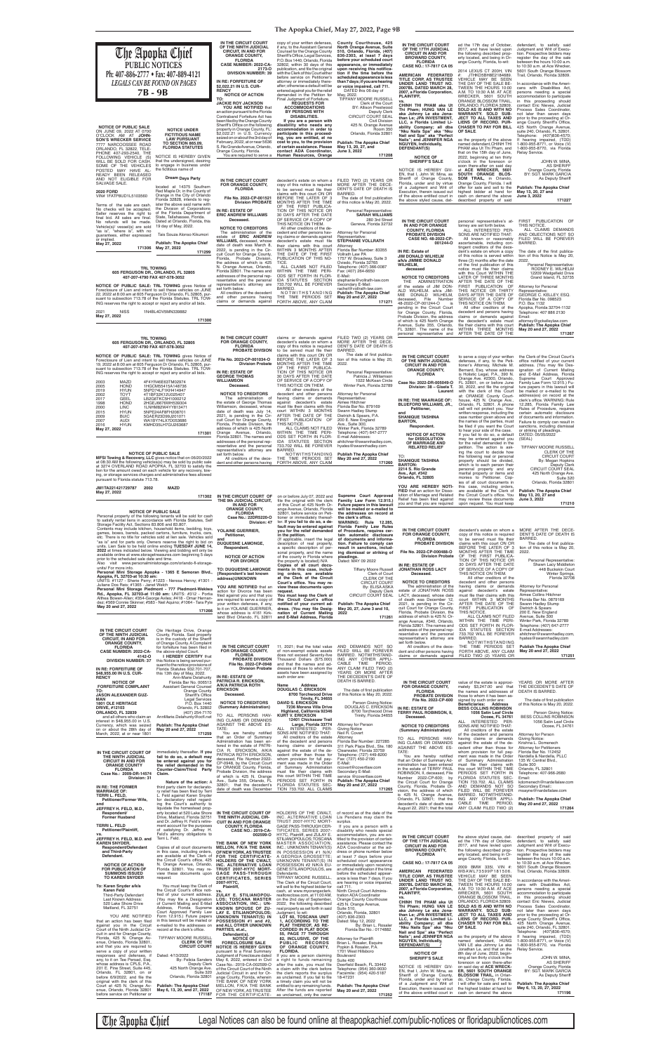# The Apopka Chief

PUBLIC NOTICES

Ph: 407-886-2777 • Fax: 407-889-4121

*LEGALS CAN BE FOUND ON PAGES* **7B - 9B**

---

**NOTICE OF PUBLIC SALE**
ON JUNE 09, 2022 AT 0700 O'CLOCK AM AT **JOHN-SON'S WRECKER SERVICE** 7777 NARCOOSSEE ROAD ORLANDO, FL 32822. TELEPHONE 407-233-2540. THE FOLLOWING VEHICLE (S) WILL BE SOLD FOR CASH. SOME OF THE VEHICLES POSTED MAY HAVE ALREADY BEEN RELEASED AND NOT ELIGIBLE FOR SALVAGE SALE.

**2020 FORD**
VIN# 1FATP8UD1L5103560

Terms of the sale are cash. No checks will be accepted. Seller reserves the right to final bid. All sales are final. No refunds will be made. Vehicle(s)/ vessel(s) are sold "as is", "where is", with no guarantees, either expressed or implied.
**May 27, 2022**
**171306**

---

**NOTICE UNDER FICTITIOUS NAME LAW PURSUANT TO SECTION 865.09, FLORIDA STATUTES**

NOTICE IS HEREBY GIVEN that the undersigned, desiring to engage in business under the fictitious name of

**Dream Days Party**

located at 14375 Southern Red Maple Dr, in the County of Orange in the City of Orlando Florida 32828, intends to register the above said name with the Division of Corporations of the Florida Department of State, Tallahassee, Florida. Dated at Orlando, Florida, this 19 day of May, 2022.

Tais Souza Alonso Kikumori

**Publish: The Apopka Chief May 27, 2022**
**171299**

---

**TRL TOWING**
**605 FERGUSON DR, ORLANDO, FL 32805**
**407-207-4790 FAX 407-578-3052**

**NOTICE OF PUBLIC SALE: TRL TOWING** gives Notice of Foreclosure of Lien and intent to sell these vehicles on JUNE 22, 2022 at 8:00 am at 605 Ferguson Dr Orlando, FL 32805, pursuant to subsection 713.78 of the Florida Statutes. TRL TOWING reserves the right to accept or reject any and/or all bids.

| | | |
|---|---|---|
| 2021 | NISS | 1N4BL4DV5MN339882 |

**May 27, 2022**
**171300**

---

**TRL TOWING**
**605 FERGUSON DR, ORLANDO, FL 32805**
**407-207-4790 FAX 407-578-3052**

**NOTICE OF PUBLIC SALE: TRL TOWING** gives Notice of Foreclosure of Lien and intent to sell these vehicles on JUNE 19, 2022 at 8:00 am at 605 Ferguson Dr Orlando, FL 32805, pursuant to subsection 713.78 of the Florida Statutes. TRL TOWING reserves the right to accept or reject any and/or all bids.

| | | |
|---|---|---|
| 2003 | MAZD | 4F4YR46E63TM02974 |
| 2005 | HOND | 1HGCM55415A148736 |
| 2019 | HYUN | 5NPD74LF1KH414947 |
| 2002 | TOYT | 4T1BF32K12U025407 |
| 2017 | GEEL | L6GGKTKC5H7000212 |
| 1998 | HOND | 2HGEJ6679WH593304 |
| 2000 | LINC | 1LNHM82W4YY813471 |
| 2015 | HYUN | 5NPE24AF8FH208701 |
| 2009 | BUIC | 5GAER23D59J201071 |
| 2007 | AUDI | WA1BY74LX7D053686 |
| 2016 | HYUN | KMHD35LH7GU363687 |

**May 27, 2022**
**171301**

---

**NOTICE OF PUBLIC SALE**
**MFSI Towing & Recovery, LLC** gives notice that on 06/20/2022 at 08:30 AM the following vehicles(s) may be sold by public sale at 3274 OVERLAND ROAD APOPKA, FL 32703 to satisfy the lien for the amount owed on each vehicle for any recovery, towing, or storage services charges and administrative fees allowed pursuant to Florida statute 713.78.

| | | |
|---|---|---|
| JM1TA221421729787 | 2002 | MAZD |

**May 27, 2022**
**171302**

---

**NOTICE OF PUBLIC SALE**
Personal property of the following tenants will be sold for cash to satisfy rental liens in accordance with Florida Statutes, Self Storage Facility Act, Sections 83.806 and 83.807.
Contents may include kitchen, household items, bedding, toys, games, boxes, barrels, packed cartons, furniture, trucks, cars, etc. There is no title for vehicles sold at lien sale. Vehicles sold "as is" and for parts only. Owners reserve the right to bid on units. Lien Sale to be held online ending **TUESDAY JUNE 14, 2022** at times indicated below. Viewing and bidding will only be available online at www.storagetreasures.com beginning 5 days prior to the scheduled sale date and time.
Also visit www.personalministorage.com/orlando-fl-storage-units/ For more info.
**Personal Mini Storage Apopka - 1365 E Semoran Blvd., Apopka, FL 32703 at 10:30 am:**
UNITS: #127 - Sherie Perry; #1223 - Neresa Henny; #1301 - Juliana Dos Reis; #1265 - Janet Welch
**Personal Mini Storage Piedmont - 777 Piedmont-Wekiwa Rd., Apopka, FL 32703 at 11:00 am:** UNITS: #312 - Portia Alfrea Bowen-Allen; #354-George Aviles; #418 - Omar Hernandez; #569 Connie Skinner; #583 - Neil Aquino; #1064 - Tara Pyle
**May 27 and 27, 2022**
**171266**

---

**IN THE CIRCUIT COURT OF THE NINTH JUDICIAL CIRCUIT, IN AND FOR ORANGE COUNTY, FLORIDA**
**CASE NUMBER: 2022-CA-4142-O**
**DIVISION NUMBER: 37**

**IN RE: FORFEITURE OF $48,955.00 IN U.S. CURRENCY**

**NOTICE OF FORFEITURE COMPLAINT**

TO:
**JASON ALEXANDER GUZMAN**
**1801 OLE HERITAGE DRIVE, #21103**
**ORLANDO, FL 32839**
and all others who claim an interest in $48,955.00 in U.S. Currency, which was seized on or about the 28th day of March, 2022, at or near 1801 Ole Heritage Drive, Orange County, Florida. Said property is in the custody of the Sheriff of Orange County. A Complaint for forfeiture has been filed in the above-styled Court.

**I HEREBY CERTIFY** that this Notice is being served pursuant to the notice provisions of Florida Statutes 932.701-707, this 19th day of May, 2022.

Ann-Marie Delahunty
Florida Bar No. 006513
Assistant General Counsel
Orange County
Sheriff's Office
Legal Services
P.O. Box 1440
Orlando, FL 32802
(407) 254-7170
AnnMarie.Delahunty@ocfl.net

**Publish: The Apopka Chief May 27 and June 3, 2022**
**171259**

---

**IN THE CIRCUIT COURT OF THE NINTH JUDICIAL CIRCUIT IN AND FOR ORANGE COUNTY, FLORIDA**
**Case No.: 2009-DR-14574**
**Division: 31**

**IN RE: THE FORMER MARRIAGE OF:**
**TERRI L. FELD, Petitioner/Former Wife,**
**and**
**JEFFREY H. FELD, M.D., Respondent/ Former Husband**

**TERRI L. FELD Petitioner/Plaintiff,**
**vs.**
**JEFFREY H. FELD, M.D. and KAREN SNYDER, Respondent/Defendant and Third-Party Defendant.**

**NOTICE OF ACTION FOR PUBLICATION OF SUMMONS ISSUED TO KAREN SNYDER**

**To: Karen Snyder a/k/a Karen Feld**
Third-Party Defendant
Last Known Address:
5251 Lake Shore Drive
Maitland, FL 32751

YOU ARE NOTIFIED that an action has been filed against you in the Circuit Court of the Ninth Judicial Circuit in and for Orange County, Florida, 425 N. Orange Avenue, Orlando, Florida 32801, and that you are required to serve a copy of your written responses and defenses, if any, to it on Tee Persad, Esq. whose address is CPLS, P.A., 201 E. Pine Street, Suite 445, Orlando, FL 32801, on or before 6/9/2022, and file the original with the clerk of this Court at 425 N. Orange Avenue, Orlando, Florida 32801 before service on Petitioner or immediately thereafter. **If you fail to do so, a default may be entered against you for the relief demanded in the Counter-Claim/Third Party Claim.**

**Nature of the action:** A third party claim for declaratory relief has been filed by Terri L. Feld against Karen Snyder for declaratory relief regarding the Court's authority to liquidate the homestead property located at 520 Lake Shore Drive, Maitland, Florida 32751 and Dr. Jeffrey H. Feld's retirement account for the purposes of satisfying Dr. Jeffrey H. Feld's alimony obligations to Terri L. Feld.

Copies of all court documents in this case, including orders, are available at the Clerk of the Circuit Court's office, 425 N. Orange Avenue, Orlando, Florida 32801. You may review these documents upon request.

You must keep the Clerk of the Circuit Court's office notified of your current address. (You may file a Designation of Current Mailing and E-Mail Address, Florida Supreme Court Approved Family Law Form 12.915.) Future papers in this lawsuit will be mailed or e-mailed to the addresses on record at the clerk's office.

TIFFANY MOORE RUSSELL
**CLERK OF THE CIRCUIT COURT**

Dated: 4/13/2022
By: Felicia Sanders
Deputy Clerk
425 North Orange Ave.
Suite 320
Orlando, Florida 32801

**Publish: The Apopka Chief May 6, 13, 20, and 27, 2022**
**171187**

---

**IN THE CIRCUIT COURT OF THE NINTH JUDICIAL CIRCUIT, IN AND FOR ORANGE COUNTY, FLORIDA**
**CASE NUMBER: 2022-CA-3173-O**
**DIVISION NUMBER: 39**

**IN RE: FORFEITURE OF $2,022.21 IN U.S. CURRENCY**

**NOTICE OF ACTION**

TO:
**JACKIE ROY JACKSON**

**YOU ARE NOTIFIED** that an action pursuant to the Florida Contraband Forfeiture Act has been filed by the Orange County Sheriff's Office on the following property in Orange County, FL: $2,022.21 in U.S. Currency seized on or about the 3rd day of February, 2022, at or near 5336 S. Rio Grande Avenue, Orlando, Orange County, Florida.

You are required to serve a copy of your written defenses, if any, to the Assistant General Counsel for the Orange County Sheriff's Office, Legal Services, P.O. Box 1440, Orlando, Florida 32802, within 30 days of this publication, and file the original with the Clerk of this Court either before service on Petitioner's attorney or immediately thereafter; otherwise a default will be entered against you for the relief demanded in the Petition for Final Judgment of Forfeiture.

**REQUESTS FOR ACCOMMODATIONS BY PERSONS WITH DISABILITIES.**
**If you are a person with a disability who needs any accommodation in order to participate in this proceeding, you are entitled, at no cost to you, to the provision of certain assistance. Please contact ADA Coordinator, Human Resources, Orange County Courthouse, 425 North Orange Avenue, Suite 510, Orlando, Florida, (407) 836-2303, at least 7 days before your scheduled court appearance, or immediately upon receiving this notification if the time before the scheduled appearance is less than 7 days; if you are hearing or voice impaired, call 711.**
DATED this 06 day of May, 2022.

TIFFANY MOORE RUSSELL
Clerk of the Court
BY: Allison Prestwood
Deputy Clerk
CIRCUIT COURT SEAL
Civil Division
425 N. Orange Avenue
Room 350
Orlando, Florida 32801

**Publish: The Apopka Chief May 13, 20, 27, and June 3, 2022**
**171208**

---

**IN THE CIRCUIT COURT FOR ORANGE COUNTY, FLORIDA**
**File No. 2022-CP-001521**
**Division PROBATE**

**IN RE: ESTATE OF ERIC ANDREW WILLIAMS**
**Deceased.**

**NOTICE TO CREDITORS**
The administration of the estate of **ERIC ANDREW WILLIAMS**, deceased, whose date of death was March 8, 2022, is pending in the Circuit Court for Orange County, Florida, Probate Division, the address of which is 425 N. Orange Avenue, Orlando, Florida 32801. The names and addresses of the personal representative and the personal representative's attorney are set forth below.

All creditors of the decedent and other persons having claims or demands against decedent's estate on whom a copy of this notice is required to be served must file their claims with this court ON OR BEFORE THE LATER OF 3 MONTHS AFTER THE TIME OF THE FIRST PUBLICATION OF THIS NOTICE OR 30 DAYS AFTER THE DATE OF SERVICE OF A COPY OF THIS NOTICE ON THEM.

All other creditors of the decedent and other persons having claims or demands against decedent's estate must file their claims with this court WITHIN 3 MONTHS AFTER THE DATE OF THE FIRST PUBLICATION OF THIS NOTICE.

ALL CLAIMS NOT FILED WITHIN THE TIME PERIODS SET FORTH IN FLORIDA STATUTES SECTION 733.702 WILL BE FOREVER BARRED.

NOTWITHSTANDING THE TIME PERIODS SET FORTH ABOVE, ANY CLAIM FILED TWO (2) YEARS OR MORE AFTER THE DECEDENT'S DATE OF DEATH IS BARRED.

The date of first publication of this notice is May 20, 2022.

Personal Representative:
**SARAH WILLIAMS**
280 3rd Street
Geneva, Florida 32732

Attorney for Personal Representative:
**STEPHANIE VOLLRATH**
Attorney
Florida Bar Number: 83355
Vollrath Law PA
1757 W. Broadway, Suite 3
Oviedo, Florida 32765
Telephone: (407) 366-0087
Fax: (407) 264-6650
E-Mail:
stephanie@vollrath-law.com
Secondary E-Mail:
rachel@vollrath-law.com

**Publish: The Apopka Chief May 20 and 27, 2022**
**171271**

---

**IN THE CIRCUIT COURT FOR ORANGE COUNTY, FLORIDA**
**PROBATE DIVISION**
**File No. 2022-CP-001034-O**
**Division Probate**

**IN RE: ESTATE OF GEORGE THOMAS WILLIAMSON**
**Deceased.**

**NOTICE TO CREDITORS**
The administration of the estate of George Thomas Williamson, deceased, whose date of death was July 14, 2021, is pending in the Circuit Court for Orange County, Florida, Probate Division, the address of which is 425 North Orange Avenue, Orlando, Florida 32801. The names and addresses of the personal representative and the personal representative's attorney are set forth below.

All creditors of the decedent and other persons having claims or demands against decedent's estate on whom a copy of this notice is required to be served must file their claims with this court ON OR BEFORE THE LATER OF 3 MONTHS AFTER THE TIME OF THE FIRST PUBLICATION OF THIS NOTICE OR 30 DAYS AFTER THE DATE OF SERVICE OF A COPY OF THIS NOTICE ON THEM.

All other creditors of the decedent and other persons having claims or demands against decedent's estate must file their claims with this court WITHIN 3 MONTHS AFTER THE DATE OF THE FIRST PUBLICATION OF THIS NOTICE.

ALL CLAIMS NOT FILED WITHIN THE TIME PERIODS SET FORTH IN FLORIDA STATUTES SECTION 733.702 WILL BE FOREVER BARRED.

NOTWITHSTANDING THE TIME PERIODS SET FORTH ABOVE, ANY CLAIM FILED TWO (2) YEARS OR MORE AFTER THE DECEDENT'S DATE OF DEATH IS BARRED.

The date of first publication of this notice is May 20, 2022.

Personal Representative:
Patricia J. Williamson
1022 McKean Circle
Winter Park, Florida 32789

Attorney for Personal Representative:
Hoyt C. Wrenn, Jr., Attorney
Florida Bar No. 879169
Swann Hadley Stump
Dietrich & Spears, P.A.
200 E. New England
Ave., Suite 300
Winter Park, Florida 32789
Telephone: (407) 647-2777
E-mail Addresses:
ahitchner@swannhadley.com,
hyates@swannhadley.com

**Publish The Apopka Chief May 20 and 27, 2022**
**171260**

---

**IN THE CIRCUIT COURT OF THE 9th JUDICIAL CIRCUIT, IN AND FOR ORANGE COUNTY, FLORIDA**
**Case No.: 22DR5220-O**
**Division: 47**

**YOLAINE GUERRIER, Petitioner,**
**and**
**DUQUESNE LAMONGE, Respondent.**

**NOTICE OF ACTION FOR DIVORCE**

**TO: DUQUESNE LAMONGE (Respondent's last known address) UNKNOWN**

**YOU ARE NOTIFIED** that an action for Divorce has been filed against you and that you are required to serve a copy of your written defenses, if any, to it on **YOLAINE GUERRIER**, whose address is 4161 Kirkland Blvd Orlando, FL 32811 on or before July 07, 2022 and file the original with the clerk of this Court at 425 North Orange Avenue, Orlando, Florida 32801, before service on Petitioner or immediately thereafter. **If you fail to do so, a default may be entered against you for the relief demanded in the petition.**

(if applicable, insert the legal description of real property, a specific description of personal property, and the name of the county in Florida where the property is located) N/A.

**Copies of all court documents in this case, including orders, are available at the Clerk of the Circuit Court's office. You may review these documents upon request.**

**You must keep the Clerk of the Circuit Court's office notified of your current address.** (You may file Designation of Current Mailing and E-Mail Address, Florida Supreme Court Approved Family Law Form 12.915.) **Future papers in this lawsuit will be mailed or e-mailed to the addresses on record at the clerk's office.**

**WARNING: Rule 12.285, Florida Family Law Rules of Procedure, requires certain automatic disclosure of documents and information. Failure to comply can result in sanctions, including dismissal or striking of pleadings.**

Dated: MAY 09 2022

Tiffany Moore Russell
CLERK OF THE
CIRCUIT COURT
By: ELISA ASKA
Deputy Clerk
CIRCUIT COURT SEAL

**Publish: The Apopka Chief May 20, 27, June 3 and 10, 2022**
**171261**

---

**IN THE CIRCUIT COURT FOR ORANGE COUNTY, FLORIDA**
**PROBATE DIVISION**
**File No. 2022-CP-0948**
**Division PROBATE**

**IN RE: ESTATE OF PATRICIA R. ERICKSON, A/K/A PATRICIA ROTH ERICKSON**
**Deceased.**

**NOTICE TO CREDITORS (Summary Administration)**

TO ALL PERSONS HAVING CLAIMS OR DEMANDS AGAINST THE ABOVE ESTATE:

You are hereby notified that an Order of Summary Administration has been entered in the estate of PATRICIA R. ERICKSON, A/K/A PATRICIA ROTH ERICKSON, deceased, File Number 2022-CP-0948, by the Circuit Court for Orange County, Florida, Probate Division, the address of which is 425 North Orange Ave., Suite 355, Orlando, FL 32801; that the decedent's date of death was December 11, 2021; that the total value of non-exempt estate assets does not exceed Seventy-five Thousand Dollars ($75,000) and that the names and addresses of those to whom the assets have been assigned by such order are:

| Name | Address |
|---|---|
| **DOUGLAS C. ERICKSON** | 8700 Torchwood Drive Trinity, FL 34655 |
| **DAVID S. ERICKSON** | 7258 Emerald Hills Drive Highland, California 92346 |
| **KURT V. ERICKSON** | 12401 Chickasaw Trail Largo, Florida 33774 |

ALL INTERESTED PERSONS ARE NOTIFIED THAT:

All creditors of the estate of the decedent and persons having claims or demands against the estate of the decedent other than those for whom provision for full payment was made in the Order of Summary Administration must file their claims with this court WITHIN THE TIME PERIODS SET FORTH IN FLORIDA STATUTES SECTION 733.702. ALL CLAIMS AND DEMANDS NOT SO FILED WILL BE FOREVER BARRED. NOTWITHSTANDING ANY OTHER APPLICABLE TIME PERIOD, ANY CLAIM FILED TWO (2) YEARS OR MORE AFTER THE DECEDENT'S DATE OF DEATH IS BARRED.

The date of first publication of this Notice is May 20, 2022.

Person Giving Notice:
DOUGLAS C. ERICKSON
8700 Torchwood Drive
Trinity, Florida 34655

Attorney for Person Giving Notice
Neil R. Covert
Attorney
Florida Bar Number: 227285
311 Park Place Blvd., Ste. 180
Clearwater, Florida 33759
Telephone: (727) 449-8200
Fax: (727) 450-2190
E-Mail:
ncovert@covertlaw.com
Secondary E-Mail:
melissa@covertlaw.com

**Publish: The Apopka Chief May 20 and 27, 2022**
**171265**

---

**IN THE CIRCUIT COURT OF THE NINTH JUDICIAL CIRCUIT IN AND FOR ORANGE COUNTY, FLORIDA**
**CASE NO.: 2019-CA-002599-O**

**THE BANK OF NEW YORK MELLON, F/K/A THE BANK OF NEW YORK, AS TRUSTEE FOR THE CERTIFICATE-HOLDERS OF THE CWALT, INC. ALTERNATIVE LOAN TRUST 2007-HY7C MORTGAGE PASS-THROUGH CERTIFICATES, SERIES 2007-HY7C, Plaintiff,**
**vs.**
**ZULAY E STILIANOPOULOS; TOSCANA MASTER ASSOCIATION, INC.; UNKNOWN SPOUSE OF ZULAY E. STILIANOPOULOS; UNKNOWN TENANT(S) IN POSSESSION #1 and #2, and ALL OTHER UNKNOWN PARTIES, et.al., Defendant(s).**

**NOTICE OF FORECLOSURE SALE**
**NOTICE IS HEREBY GIVEN** pursuant to a Final Summary Judgment of Foreclosure dated May 9, 2022, entered in Civil Case No.: 2019-CA-002599-O of the Circuit Court of the Ninth Judicial Circuit in and for Orange County, Florida, wherein THE BANK OF NEW YORK MELLON, F/K/A THE BANK OF NEW YORK, AS TRUSTEE FOR THE CERTIFICATE-HOLDERS OF THE CWALT, INC. ALTERNATIVE LOAN TRUST 2007-HY7C MORTGAGE PASS-THROUGH CERTIFICATES, SERIES 2007-HY7C, Plaintiff, and ZULAY E STILIANOPOULOS; TOSCANA MASTER ASSOCIATION, INC.; UNKNOWN TENANT(S) IN POSSESSION #1 N/K/A GEORGIA GROSSETTE; UNKNOWN TENANT(S) IN POSSESSION #2 N/K/A EUGENE STILIANOPOULOS, are Defendants.

TIFFANY MOORE RUSSELL, The Clerk of the Circuit Court, will sell to the highest bidder for cash, at www.myorangeclerk.realforeclose.com, at 11:00 AM, on the 2nd day of September, 2022, the following described real property as set forth in said Judgment, to wit:

**LOT 60, TOSCANA UNIT 1, ACCORDING TO THE PLAT THEREOF, AS RECORDED IN PLAT BOOK 55, PAGE 77 THROUGH 82, INCLUSIVE, OF THE PUBLIC RECORDS OF ORANGE COUNTY, FLORIDA.**

If you are a person claiming a right to funds remaining after the sale, you must file a claim with the clerk before the clerk reports the surplus as unclaimed. If you fail to file a timely claim you will not be entitled to any remaining funds. After the funds are reported as unclaimed, only the owner of record as of the date of the Lis Pendens may claim the surplus.

If you are a person with a disability who needs special accommodation, you are entitled to the provision of certain assistance. Please contact the ADA Coordinator at the address or phone number below at least 7 days before your scheduled court appearance, or immediately upon receiving an official notification if the time before the scheduled appearance is less than 7 days. If you are hearing or voice impaired, call 711.
Ninth Circuit Court Administration ADA Coordinator
Orange County Courthouse
425 N Orange Avenue,
Suite 510
Orlando, Florida, 32801
(407) 836-2303
Dated: May 12, 2022

By: Brian L. Rosaler
Florida Bar No.: 0174882.

Attorney for Plaintiff:
Brian L. Rosaler, Esquire
Popkin & Rosaler, P.A.
1701 West Hillsboro Boulevard
Suite 400
Deerfield Beach, FL 33442
Telephone: (954) 360-9030
Facsimile: (954) 420-5187
18-47231

**Publish: The Apopka Chief May 20 and 27, 2022**
**171252**

---

**IN THE CIRCUIT COURT OF THE 17TH JUDICIAL CIRCUIT IN AND FOR BROWARD COUNTY, FLORIDA**
**CASE NO.: 17-7817 CA 05**

**AMERICAN FEDERATED TITLE CORP. AS TRUSTEE UNDER LAND TRUST NO. 2007BL DATED MARCH 28, 2007, a Florida Corporation, PLAINTIFF,**
**vs.**
**CHINH THI PHAM aka Ut Thi Pham; HUNG VAN LE aka Johnny Le aka Jonathan Le; JPA INVESTMENT, LLC, a Florida Limited Liability Company; all dba "Nku Nails Spa" aka "Nku Nail and Spa" aka "Perfect Nails"; and JENNIFER NGA NGUYEN, Individually, DEFENDANT(S)**

**NOTICE OF SHERIFF'S SALE**

NOTICE IS HEREBY GIVEN, that I, John W. Mina, as Sheriff of Orange County, Florida, under and by virtue of a Judgment and Writ of Execution, therein issued out of the above entitled court in the above styled cause, dated the 17th day of October, 2017, and have levied upon the following described property located, and being in Orange County, Florida, to-wit:

2014 LEXUS CT 200H, VIN #: JTHKD5BH8E2184885 VEHICLE MAY BE SEEN THE DAY OF THE SALE BETWEEN THE HOURS 10:00 A.M. TO 10:30 A.M. AT ACE WRECKER, 5601 SOUTH ORANGE BLOSSOM TRAIL, ORLANDO, FLORIDA 32809. **SOLD AS IS AND WITH NO WARRANTY. SOLD SUBJECT TO ALL TAXES AND LIENS OF RECORD. PURCHASER TO PAY FOR BILL OF SALE**

as the property of the above named defendant, CHINH THI PHAM aka Ut Thi Pham, and that on the 15th day of June, 2022, beginning at ten thirty o'clock in the forenoon or soon there-after on said day at **ACE WRECKER, 5601 SOUTH ORANGE BLOSSOM TRAIL**, in Orlando, Orange County, Florida, I will offer for sale and sell to the highest bidder at hand for cash on demand the above described property of said defendant, to satisfy said Judgment and Writ of Execution. Prospective bidders may register the day of the sale between the hours 10:00 a.m. to 10:30 a.m. at Ace Wrecker, 5601 South Orange Blossom Trail, Orlando, Florida 32809.

In accordance with the Americans with Disabilities Act, persons needing a special accommodation to participate in this proceeding should contact Eric Nieves, Judicial Process Sales Coordinator, not later than seven days prior to the proceeding at Orange County Sheriff's Office, 425 North Orange Avenue, suite 240, Orlando, FL 32801. Telephone: (407)836-4570; If hearing impaired, (TDD) 1-800-955-8771, or Voice (V) 1-800-955-8770, via Florida Relay Service.

JOHN W. MINA,
AS SHERIFF
Orange County, Florida
BY: SGT. MARK GARCIA
As Deputy Sheriff

**Publish: The Apopka Chief May 13, 20, 27 and June 3, 2022**
**171227**

---

**IN THE CIRCUIT COURT IN AND FOR ORANGE COUNTY, FLORIDA PROBATE DIVISION**
**CASE NO. 48-2022-CP-001244-O**

**IN RE: Estate of JIM DONALD WILHELM a/k/a JIMMIE DONALD WILHELM, deceased**

**NOTICE TO CREDITORS**
The administration of the estate of JIM DONALD WILHELM a/k/a JIMMIE DONALD WILHELM, deceased, File Number 48-2022-CP-001244-O is pending in the Circuit Court for Orange County, Florida, Probate Division, the address of which is 425 North Orange Avenue, Suite 355, Orlando, FL 32801. The name of the personal representative and personal representative's attorney are set forth below.

ALL INTERESTED PERSONS ARE NOTIFIED THAT:

All known or reasonably ascertainable, including contingent creditors of the decedent's estate on whom a copy of this notice is served within three (3) months after the date of the first publication of this notice must file their claims with this Court WITHIN THE LATER OF THREE MONTHS AFTER THE DATE OF THE FIRST PUBLICATION OF THIS NOTICE OR THIRTY DAYS AFTER THE DATE OF SERVICE OF A COPY OF THIS NOTICE ON THEM.

All other creditors of the decedent and persons having claims or demands against the decedent's estate must file their claims with this Court WITHIN THREE MONTHS AFTER THE DATE OF THE FIRST PUBLICATION OF THIS NOTICE.

ALL CLAIMS DEMANDS AND OBJECTIONS NOT SO FILED WILL BE FOREVER BARRED.

The date of the first publication of this Notice is May 20, 2022.

Personal Representative:
RODNEY E. WILHELM
12209 Wedgefield Drive
Grand Island, FL 32735

Attorney for Personal Representative:
CAROLINE C. KELLEY, ESQ.
Florida Bar No. 098523
P.O. Box 1132
Apopka, Florida 32704-1132
Telephone: 407 886 2130
Email:
attorney@ckelleylaw.com

**Publish: The Apopka Chief May 20 and 27, 2022**
**171267**

---

**IN THE CIRCUIT COURT OF THE NINTH JUDICIAL CIRCUIT IN AND FOR ORANGE COUNTY, FLORIDA**
**Case No: 2022-DR-005049-O**
**Division: 38 – Gisela T. Laurent**

**IN RE: THE MARRIAGE OF: BLUEFORD WILLIAMS, JR., Petitioner,**
**and**
**SHANIQUE TASHINA BARTON, Respondent.**

**NOTICE OF ACTION for DISSOLUTION OF MARRIAGE AND RELATED RELIEF**

TO:
**SHANIQUE TASHINA BARTON**
**2214 S. Rio Grande Ave., Apt. #342**
**Orlando, FL 32805**

**YOU ARE HEREBY NOTIFIED** that an action for Dissolution of Marriage and Related Relief has been filed against you and that you are required to serve a copy of your written defenses, if any, to it on the Petitioner's Attorney, Michele M. Bernard, Esq. whose address is Holistic Legal, P.A., 390 N. Orange Ave. #2300, Orlando, FL 32801, on or before June 30, 2022, and file the original with the clerk of this Court at: ORANGE County Courthouse, 425 N. Orange Ave., Orlando, FL 32801. A phone call will not protect you. Your written response, including the case number given above and the names of the parties, must be filed if you want the Court to hear your side of the case. If you fail to do so, a default may be entered against you for the relief demanded in the petition. The action is asking the court to decide how the following real or personal property should be divided: which is to each person their personal property and any marital property or items and monies to Petitioner. Copies of all court documents in this case, including orders, are available at the Clerk of the Circuit Court's office. You may review these documents upon request. You must keep the Clerk of the Circuit Court's office notified of your current address. (You may file Designation of Current Mailing and E-Mail Address, Florida Supreme Court Approved Family Law Form 12.915.) Future papers in this lawsuit will be mailed or e-mailed to the addresses on record at the clerk's office. WARNING: Rule 12.285, Florida Family Law Rules of Procedure, requires certain automatic disclosure of documents and information. Failure to comply can result in sanctions, including dismissal or striking of pleadings.
DATED: 05/05/2022
(SEAL)

TIFFANY MOORE RUSSELL
CLERK OF THE
CIRCUIT COURT
By: Megan Hopkins
Deputy Clerk
CIRCUIT COURT SEAL
425 North Orange Ave.
Suite 320
Orlando, Florida 32801

**Publish: The Apopka Chief May 13, 20, 27 and June 3, 2022**
**171210**

---

**IN THE CIRCUIT COURT FOR ORANGE COUNTY, FLORIDA**
**PROBATE DIVISION**
**File No. 2022-CP-000488-O**
**Division Probate**

**IN RE: ESTATE OF JONATHAN ROSS LACY**
**Deceased.**

**NOTICE TO CREDITORS**
The administration of the estate of JONATHAN ROSS LACY, deceased, whose date of death was December 12, 2021, is pending in the Circuit Court for Orange County, Florida, Probate Division, the address of which is 425 N. Orange Avenue, #340, Orlando, Florida 32801. The names and addresses of the personal representative and the personal representative's attorney are set forth below.

All creditors of the decedent and other persons having claims or demands against decedent's estate on whom a copy of this notice is required to be served must file their claims with this court ON OR BEFORE THE LATER OF 3 MONTHS AFTER THE TIME OF THE FIRST PUBLICATION OF THIS NOTICE OR 30 DAYS AFTER THE DATE OF SERVICE OF A COPY OF THIS NOTICE ON THEM.

All other creditors of the decedent and other persons having claims or demands against decedent's estate must file their claims with this court WITHIN 3 MONTHS AFTER THE DATE OF THE FIRST PUBLICATION OF THIS NOTICE.

ALL CLAIMS NOT FILED WITHIN THE TIME PERIODS SET FORTH IN FLORIDA STATUTES SECTION 733.702 WILL BE FOREVER BARRED.

NOTWITHSTANDING THE TIME PERIODS SET FORTH ABOVE, ANY CLAIM FILED TWO (2) YEARS OR MORE AFTER THE DECEDENT'S DATE OF DEATH IS BARRED.

The date of first publication of this notice is May 20, 2022.

Personal Representative:
Shawn Lacy Middleton
448 Buckskin Court
Winter Springs, Florida 32708

Attorney for Personal Representative:
Andrea Collins Hitchner
Florida Bar No. 0879169
Swann Hadley Stump
Dietrich & Spears
200 E. New England
Avenue, Suite 300
Winter Park, Florida 32789
Telephone: (407) 647-2777
E-mail Addresses:
ahitchner@swannhadley.com,
hyates@swannhadley.com

**Publish The Apopka Chief May 20 and 27, 2022**
**171251**

---

**IN THE CIRCUIT COURT FOR ORANGE COUNTY, FLORIDA**
**PROBATE DIVISION**
**File No. 2022-CP-600**

**IN RE: ESTATE OF TERRY PAUL ROBINSON, II, Deceased.**

**NOTICE TO CREDITORS (Summary Administration)**

TO ALL PERSONS HAVING CLAIMS OR DEMANDS AGAINST THE ABOVE ESTATE:

You are hereby notified that an Order of Summary Administration has been entered in the estate of TERRY PAUL ROBINSON, II, deceased, File Number 2022-CP-600 by the Circuit Court for Orange County, Florida, Probate Division, the address of which is 425 N. Orange Avenue, Orlando, FL 32801; that the decedent's date of death was August 22, 2021; that the total value of the estate is approximately $3,247.00 and that the names and addresses of those to whom it has been assigned by such order are:

| Beneficiaries: | Address |
|---|---|
| **BESS COLLINS ROBINSON** | **1056 Saint Lisle Circle Ocoee, FL 34761** |

ALL INTERESTED PERSONS ARE NOTIFIED THAT:

All creditors of the estate of the decedent and persons having claims or demands against the estate of the decedent other than those for whom provision for full payment was made in the Order of Summary Administration must file their claims with this court WITHIN THE TIME PERIODS SET FORTH IN FLORIDA STATUTES SECTION 733.702. ALL CLAIMS AND DEMANDS NOT SO FILED WILL BE FOREVER BARRED. NOTWITHSTANDING ANY OTHER APPLICABLE TIME PERIOD, ANY CLAIM FILED TWO (2) YEARS OR MORE AFTER THE DECEDENT'S DATE OF DEATH IS BARRED.

The date of first publication of this Notice is May 20, 2022.

Person Giving Notice:
BESS COLLINS ROBINSON
1056 Saint Lisle Circle
Ocoee, FL 34761

Attorney for Person Giving Notice:
Kristina L. Demoreti
Attorney for Petitioner
Florida Bar No. 112450
Randall & Randall, PLLC
135 W. Central Blvd.,
Suite 320
Orlando, FL 32801
Telephone: 407-566-2680
Email:
kdemoreti@randallalaw.com
Secondary Email:
mquinn@randallalaw.com

**Publish: The Apopka Chief May 20 and 27, 2022**
**171264**

---

**IN THE CIRCUIT COURT OF THE 17TH JUDICIAL CIRCUIT IN AND FOR BROWARD COUNTY, FLORIDA**
**CASE NO.: 17-7817 CA 05**

**AMERICAN FEDERATED TITLE CORP. AS TRUSTEE UNDER LAND TRUST NO. 2007BL DATED MARCH 28, 2007, a Florida Corporation, PLAINTIFF,**
**vs.**
**CHINH THI PHAM aka Ut Thi Pham; HUNG VAN LE aka Johnny Le aka Jonathan Le; JPA INVESTMENT, LLC, a Florida Limited Liability Company; all dba "Nku Nails Spa" aka "Nku Nail and Spa" aka "Perfect Nails"; and JENNIFER NGA NGUYEN, Individually, DEFENDANT(S)**

**NOTICE OF SHERIFF'S SALE**

NOTICE IS HEREBY GIVEN, that I, John W. Mina, as Sheriff of Orange County, Florida, under and by virtue of a Judgment and Writ of Execution, therein issued out of the above entitled court in the above styled cause, dated the 17th day of October, 2017, and have levied upon the following described property located, and being in Orange County, Florida, to-wit:

2009 BMW 335I, VIN #: WBAWL73599P181086. VEHICLE MAY BE SEEN THE DAY OF THE SALE BETWEEN THE HOURS 10:00 A.M. TO 10:30 A.M. AT ACE WRECKER, 5601 SOUTH ORANGE BLOSSOM TRAIL, ORLANDO, FLORIDA 32809. **SOLD AS IS AND WITH NO WARRANTY. SOLD SUBJECT TO ALL TAXES AND LIENS OF RECORD. PURCHASER TO PAY FOR BILL OF SALE**

as the property of the above named defendant, HUNG VAN LE aka Johnny Le aka Jonathan Le, and that on the 8th day of June, 2022, beginning at ten thirty o'clock in the forenoon or soon there-after on said day at **ACE WRECKER, 5601 SOUTH ORANGE BLOSSOM TRAIL**, in Orlando, Orange County, Florida, I will offer for sale and sell to the highest bidder at hand for cash on demand the above described property of said defendant, to satisfy said Judgment and Writ of Execution. Prospective bidders may register the day of the sale between the hours 10:00 a.m. to 10:30 a.m. at Ace Wrecker, 5601 South Orange Blossom Trail, Orlando, Florida 32809.

In accordance with the Americans with Disabilities Act, persons needing a special accommodation to participate in this proceeding should contact Eric Nieves, Judicial Process Sales Coordinator, not later than seven days prior to the proceeding at Orange County Sheriff's Office, 425 North Orange Avenue, suite 240, Orlando, FL 32801. Telephone: (407)836-4570; If hearing impaired, (TDD) 1-800-955-8771, or Voice (V) 1-800-955-8770, via Florida Relay Service.

JOHN W. MINA,
AS SHERIFF
Orange County, Florida
BY: SGT. MARK GARCIA
As Deputy Sheriff

**Publish: The Apopka Chief May 6, 13, 20, 27, 2022**
**171196**

---

Legal Notices also can be found online at theapopkachief.com/public-notices or floridapublicnotices.com